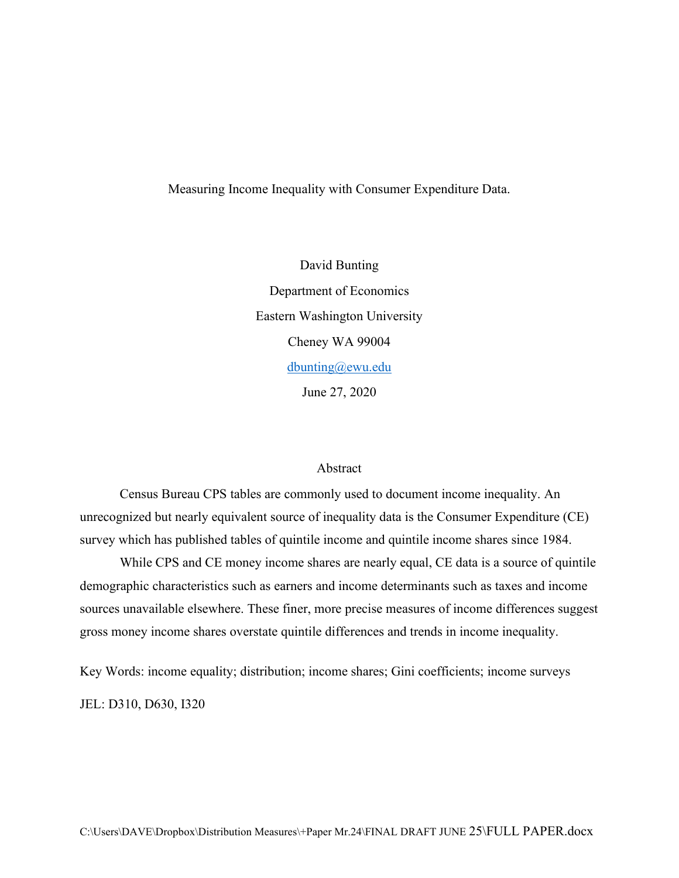# Measuring Income Inequality with Consumer Expenditure Data.

David Bunting

Department of Economics

Eastern Washington University

Cheney WA 99004

dbunting@ewu.edu

June 27, 2020

## Abstract

Census Bureau CPS tables are commonly used to document income inequality. An unrecognized but nearly equivalent source of inequality data is the Consumer Expenditure (CE) survey which has published tables of quintile income and quintile income shares since 1984.

While CPS and CE money income shares are nearly equal, CE data is a source of quintile demographic characteristics such as earners and income determinants such as taxes and income sources unavailable elsewhere. These finer, more precise measures of income differences suggest gross money income shares overstate quintile differences and trends in income inequality.

Key Words: income equality; distribution; income shares; Gini coefficients; income surveys

JEL: D310, D630, I320

C:\Users\DAVE\Dropbox\Distribution Measures\+Paper Mr.24\FINAL DRAFT JUNE 25\FULL PAPER.docx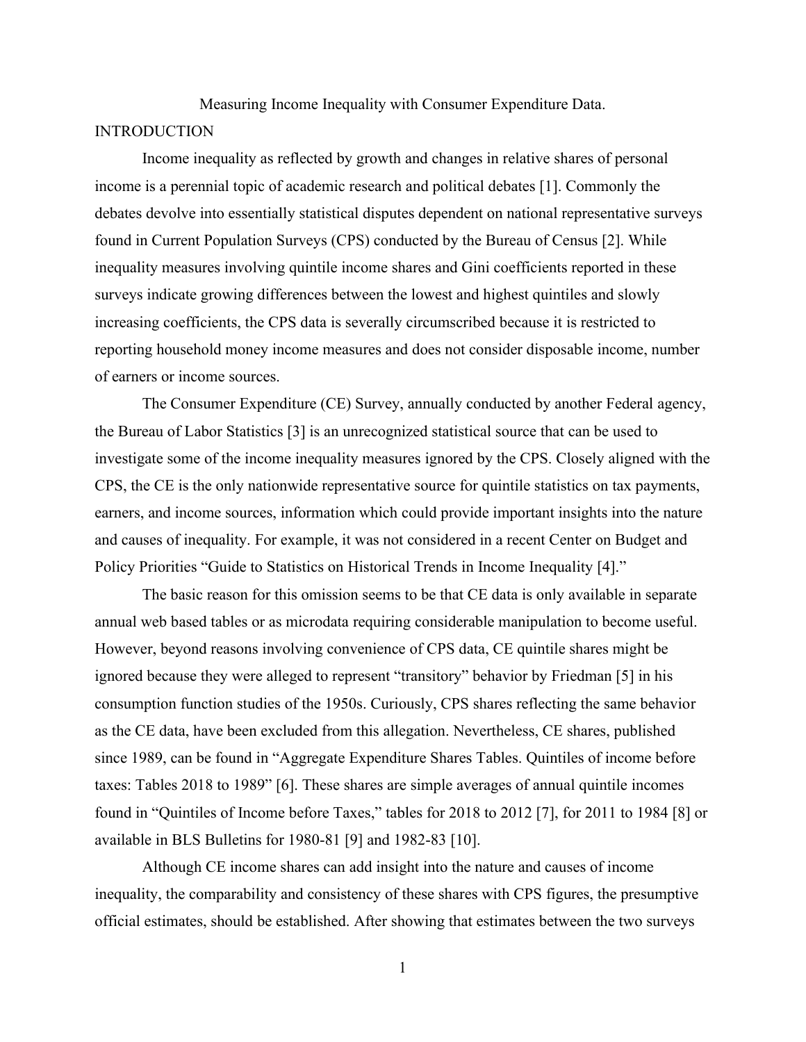# Measuring Income Inequality with Consumer Expenditure Data.

## INTRODUCTION

Income inequality as reflected by growth and changes in relative shares of personal income is a perennial topic of academic research and political debates [1]. Commonly the debates devolve into essentially statistical disputes dependent on national representative surveys found in Current Population Surveys (CPS) conducted by the Bureau of Census [2]. While inequality measures involving quintile income shares and Gini coefficients reported in these surveys indicate growing differences between the lowest and highest quintiles and slowly increasing coefficients, the CPS data is severally circumscribed because it is restricted to reporting household money income measures and does not consider disposable income, number of earners or income sources.

The Consumer Expenditure (CE) Survey, annually conducted by another Federal agency, the Bureau of Labor Statistics [3] is an unrecognized statistical source that can be used to investigate some of the income inequality measures ignored by the CPS. Closely aligned with the CPS, the CE is the only nationwide representative source for quintile statistics on tax payments, earners, and income sources, information which could provide important insights into the nature and causes of inequality. For example, it was not considered in a recent Center on Budget and Policy Priorities "Guide to Statistics on Historical Trends in Income Inequality [4]."

The basic reason for this omission seems to be that CE data is only available in separate annual web based tables or as microdata requiring considerable manipulation to become useful. However, beyond reasons involving convenience of CPS data, CE quintile shares might be ignored because they were alleged to represent "transitory" behavior by Friedman [5] in his consumption function studies of the 1950s. Curiously, CPS shares reflecting the same behavior as the CE data, have been excluded from this allegation. Nevertheless, CE shares, published since 1989, can be found in "Aggregate Expenditure Shares Tables. Quintiles of income before taxes: Tables 2018 to 1989" [6]. These shares are simple averages of annual quintile incomes found in "Quintiles of Income before Taxes," tables for 2018 to 2012 [7], for 2011 to 1984 [8] or available in BLS Bulletins for 1980-81 [9] and 1982-83 [10].

Although CE income shares can add insight into the nature and causes of income inequality, the comparability and consistency of these shares with CPS figures, the presumptive official estimates, should be established. After showing that estimates between the two surveys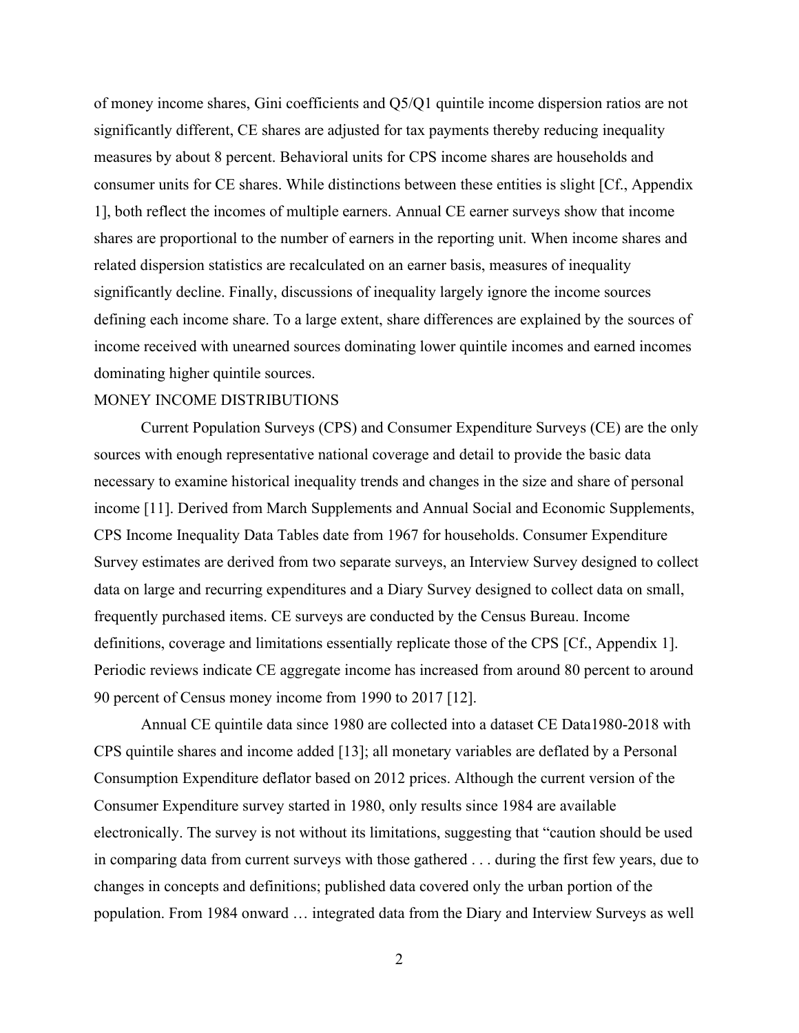of money income shares, Gini coefficients and Q5/Q1 quintile income dispersion ratios are not significantly different, CE shares are adjusted for tax payments thereby reducing inequality measures by about 8 percent. Behavioral units for CPS income shares are households and consumer units for CE shares. While distinctions between these entities is slight [Cf., Appendix 1], both reflect the incomes of multiple earners. Annual CE earner surveys show that income shares are proportional to the number of earners in the reporting unit. When income shares and related dispersion statistics are recalculated on an earner basis, measures of inequality significantly decline. Finally, discussions of inequality largely ignore the income sources defining each income share. To a large extent, share differences are explained by the sources of income received with unearned sources dominating lower quintile incomes and earned incomes dominating higher quintile sources.

## MONEY INCOME DISTRIBUTIONS

Current Population Surveys (CPS) and Consumer Expenditure Surveys (CE) are the only sources with enough representative national coverage and detail to provide the basic data necessary to examine historical inequality trends and changes in the size and share of personal income [11]. Derived from March Supplements and Annual Social and Economic Supplements, CPS Income Inequality Data Tables date from 1967 for households. Consumer Expenditure Survey estimates are derived from two separate surveys, an Interview Survey designed to collect data on large and recurring expenditures and a Diary Survey designed to collect data on small, frequently purchased items. CE surveys are conducted by the Census Bureau. Income definitions, coverage and limitations essentially replicate those of the CPS [Cf., Appendix 1]. Periodic reviews indicate CE aggregate income has increased from around 80 percent to around 90 percent of Census money income from 1990 to 2017 [12].

Annual CE quintile data since 1980 are collected into a dataset CE Data1980-2018 with CPS quintile shares and income added [13]; all monetary variables are deflated by a Personal Consumption Expenditure deflator based on 2012 prices. Although the current version of the Consumer Expenditure survey started in 1980, only results since 1984 are available electronically. The survey is not without its limitations, suggesting that "caution should be used in comparing data from current surveys with those gathered . . . during the first few years, due to changes in concepts and definitions; published data covered only the urban portion of the population. From 1984 onward … integrated data from the Diary and Interview Surveys as well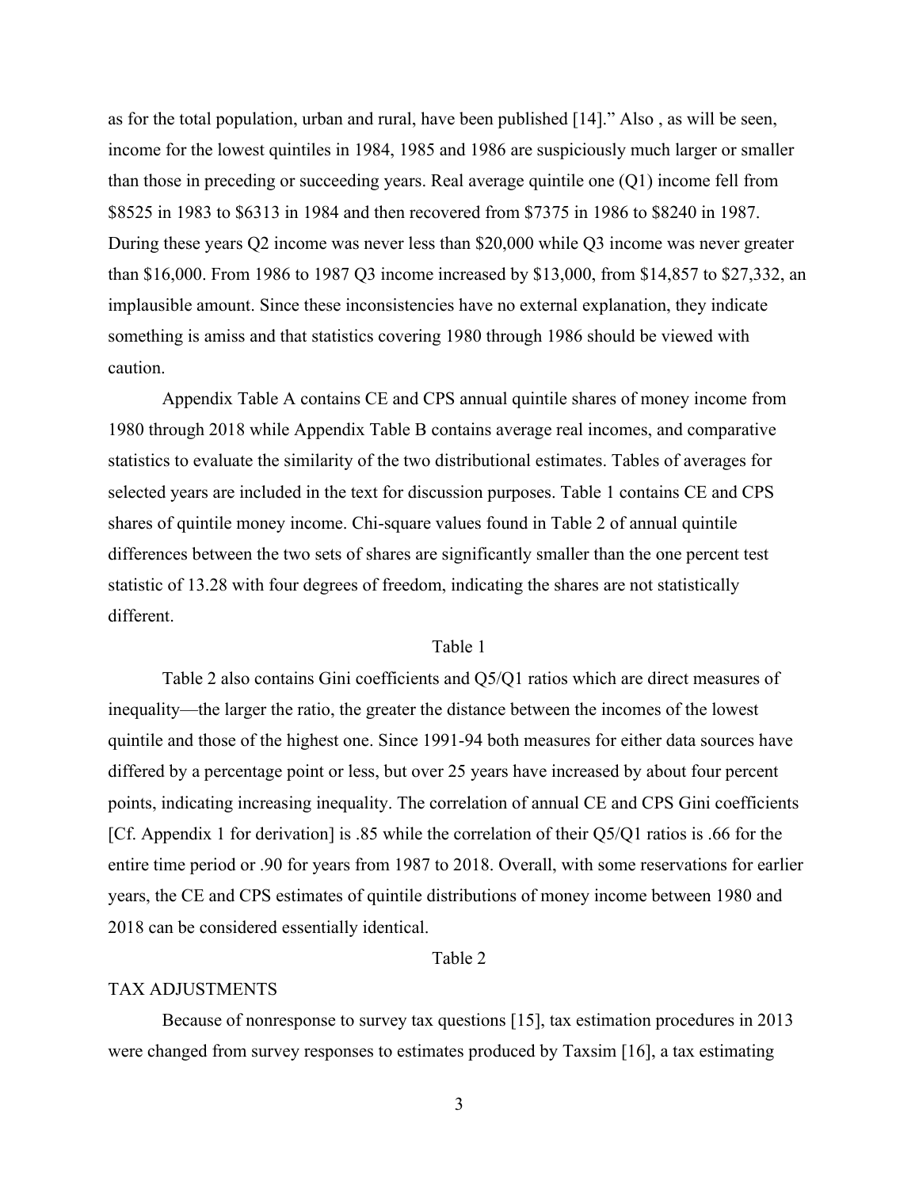as for the total population, urban and rural, have been published [14]." Also , as will be seen, income for the lowest quintiles in 1984, 1985 and 1986 are suspiciously much larger or smaller than those in preceding or succeeding years. Real average quintile one (Q1) income fell from $8525 in 1983 to $6313 in 1984 and then recovered from $7375 in 1986 to $8240 in 1987. During these years Q2 income was never less than $20,000 while Q3 income was never greater than $16,000. From 1986 to 1987 Q3 income increased by $13,000, from $14,857 to $27,332, an implausible amount. Since these inconsistencies have no external explanation, they indicate something is amiss and that statistics covering 1980 through 1986 should be viewed with caution.

Appendix Table A contains CE and CPS annual quintile shares of money income from 1980 through 2018 while Appendix Table B contains average real incomes, and comparative statistics to evaluate the similarity of the two distributional estimates. Tables of averages for selected years are included in the text for discussion purposes. Table 1 contains CE and CPS shares of quintile money income. Chi-square values found in Table 2 of annual quintile differences between the two sets of shares are significantly smaller than the one percent test statistic of 13.28 with four degrees of freedom, indicating the shares are not statistically different.

Table 1

Table 2 also contains Gini coefficients and Q5/Q1 ratios which are direct measures of inequality—the larger the ratio, the greater the distance between the incomes of the lowest quintile and those of the highest one. Since 1991-94 both measures for either data sources have differed by a percentage point or less, but over 25 years have increased by about four percent points, indicating increasing inequality. The correlation of annual CE and CPS Gini coefficients [Cf. Appendix 1 for derivation] is .85 while the correlation of their Q5/Q1 ratios is .66 for the entire time period or .90 for years from 1987 to 2018. Overall, with some reservations for earlier years, the CE and CPS estimates of quintile distributions of money income between 1980 and 2018 can be considered essentially identical.

Table 2

TAX ADJUSTMENTS

Because of nonresponse to survey tax questions [15], tax estimation procedures in 2013 were changed from survey responses to estimates produced by Taxsim [16], a tax estimating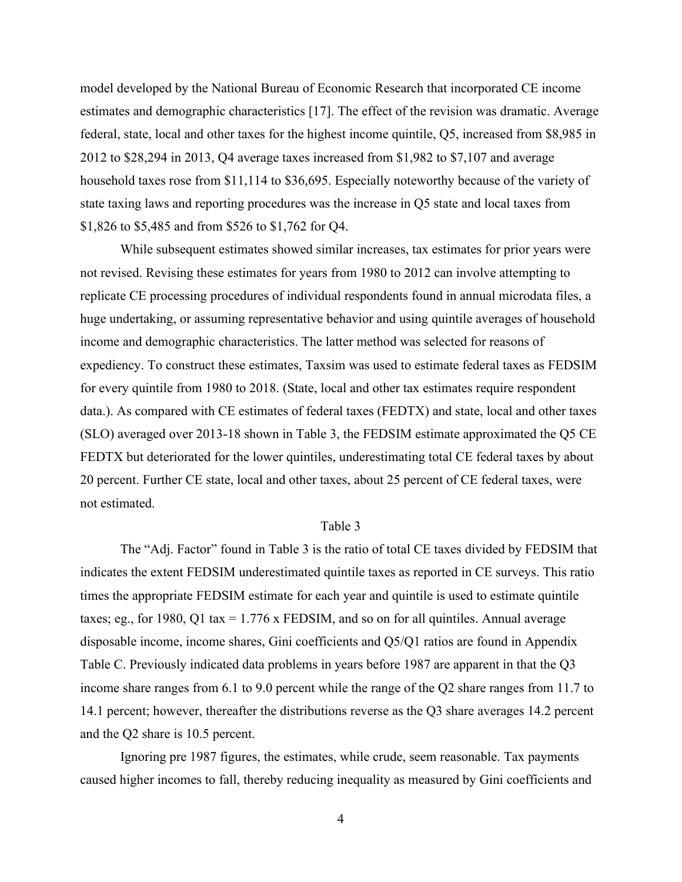model developed by the National Bureau of Economic Research that incorporated CE income estimates and demographic characteristics [17]. The effect of the revision was dramatic. Average federal, state, local and other taxes for the highest income quintile, Q5, increased from $8,985 in 2012 to $28,294 in 2013, Q4 average taxes increased from $1,982 to $7,107 and average household taxes rose from $11,114 to $36,695. Especially noteworthy because of the variety of state taxing laws and reporting procedures was the increase in Q5 state and local taxes from $1,826 to $5,485 and from $526 to $1,762 for Q4.

While subsequent estimates showed similar increases, tax estimates for prior years were not revised. Revising these estimates for years from 1980 to 2012 can involve attempting to replicate CE processing procedures of individual respondents found in annual microdata files, a huge undertaking, or assuming representative behavior and using quintile averages of household income and demographic characteristics. The latter method was selected for reasons of expediency. To construct these estimates, Taxsim was used to estimate federal taxes as FEDSIM for every quintile from 1980 to 2018. (State, local and other tax estimates require respondent data.). As compared with CE estimates of federal taxes (FEDTX) and state, local and other taxes (SLO) averaged over 2013-18 shown in Table 3, the FEDSIM estimate approximated the Q5 CE FEDTX but deteriorated for the lower quintiles, underestimating total CE federal taxes by about 20 percent. Further CE state, local and other taxes, about 25 percent of CE federal taxes, were not estimated.

Table 3

The "Adj. Factor" found in Table 3 is the ratio of total CE taxes divided by FEDSIM that indicates the extent FEDSIM underestimated quintile taxes as reported in CE surveys. This ratio times the appropriate FEDSIM estimate for each year and quintile is used to estimate quintile taxes; eg., for 1980, Q1 tax = 1.776 x FEDSIM, and so on for all quintiles. Annual average disposable income, income shares, Gini coefficients and Q5/Q1 ratios are found in Appendix Table C. Previously indicated data problems in years before 1987 are apparent in that the Q3 income share ranges from 6.1 to 9.0 percent while the range of the Q2 share ranges from 11.7 to 14.1 percent; however, thereafter the distributions reverse as the Q3 share averages 14.2 percent and the Q2 share is 10.5 percent.

Ignoring pre 1987 figures, the estimates, while crude, seem reasonable. Tax payments caused higher incomes to fall, thereby reducing inequality as measured by Gini coefficients and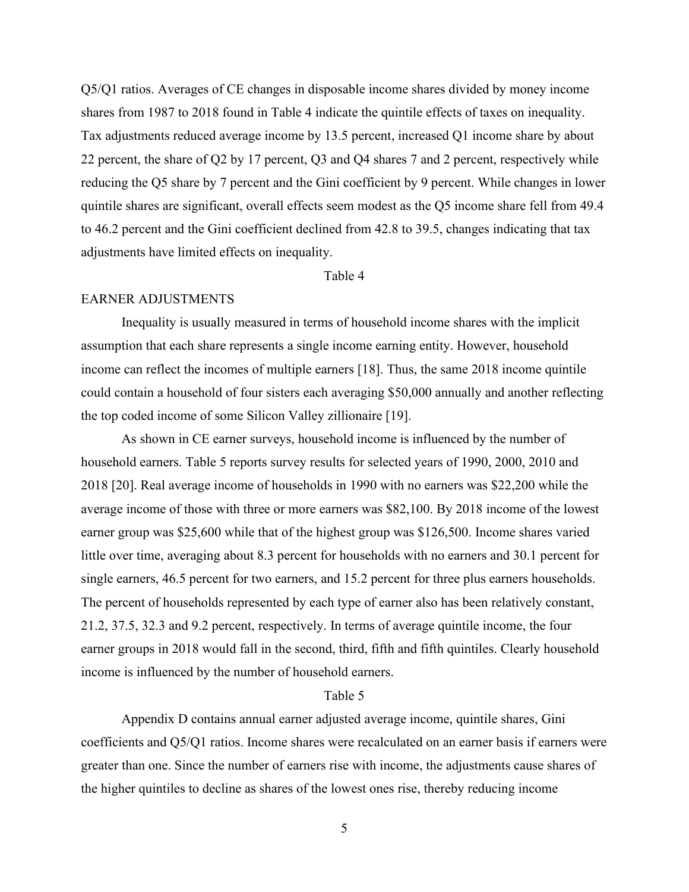Q5/Q1 ratios. Averages of CE changes in disposable income shares divided by money income shares from 1987 to 2018 found in Table 4 indicate the quintile effects of taxes on inequality. Tax adjustments reduced average income by 13.5 percent, increased Q1 income share by about 22 percent, the share of Q2 by 17 percent, Q3 and Q4 shares 7 and 2 percent, respectively while reducing the Q5 share by 7 percent and the Gini coefficient by 9 percent. While changes in lower quintile shares are significant, overall effects seem modest as the Q5 income share fell from 49.4 to 46.2 percent and the Gini coefficient declined from 42.8 to 39.5, changes indicating that tax adjustments have limited effects on inequality.

Table 4

## EARNER ADJUSTMENTS

Inequality is usually measured in terms of household income shares with the implicit assumption that each share represents a single income earning entity. However, household income can reflect the incomes of multiple earners [18]. Thus, the same 2018 income quintile could contain a household of four sisters each averaging $50,000 annually and another reflecting the top coded income of some Silicon Valley zillionaire [19].

As shown in CE earner surveys, household income is influenced by the number of household earners. Table 5 reports survey results for selected years of 1990, 2000, 2010 and 2018 [20]. Real average income of households in 1990 with no earners was $22,200 while the average income of those with three or more earners was $82,100. By 2018 income of the lowest earner group was $25,600 while that of the highest group was $126,500. Income shares varied little over time, averaging about 8.3 percent for households with no earners and 30.1 percent for single earners, 46.5 percent for two earners, and 15.2 percent for three plus earners households. The percent of households represented by each type of earner also has been relatively constant, 21.2, 37.5, 32.3 and 9.2 percent, respectively. In terms of average quintile income, the four earner groups in 2018 would fall in the second, third, fifth and fifth quintiles. Clearly household income is influenced by the number of household earners.

Table 5

Appendix D contains annual earner adjusted average income, quintile shares, Gini coefficients and Q5/Q1 ratios. Income shares were recalculated on an earner basis if earners were greater than one. Since the number of earners rise with income, the adjustments cause shares of the higher quintiles to decline as shares of the lowest ones rise, thereby reducing income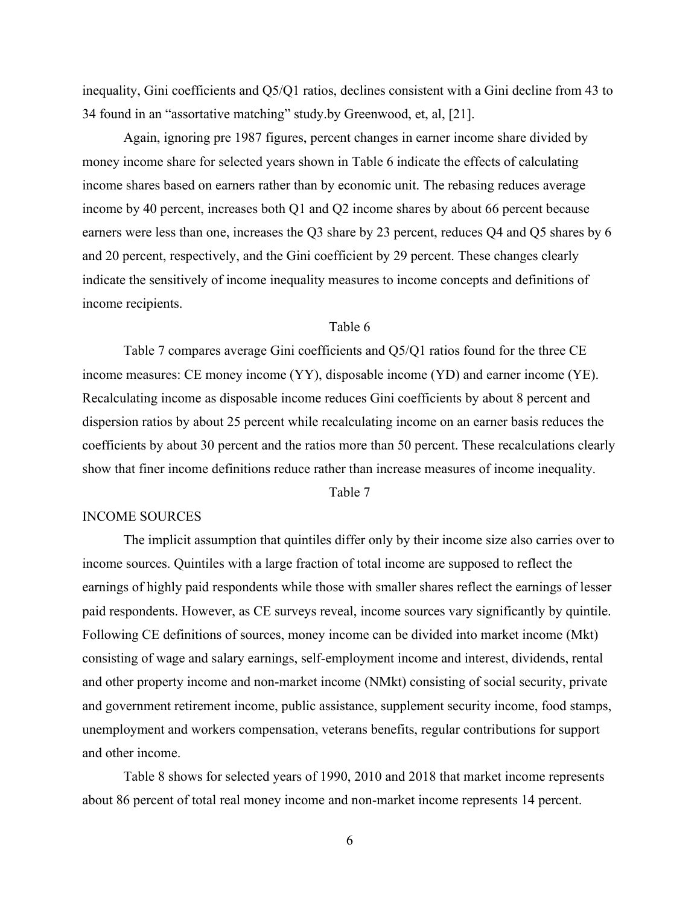inequality, Gini coefficients and Q5/Q1 ratios, declines consistent with a Gini decline from 43 to 34 found in an "assortative matching" study.by Greenwood, et, al, [21].

Again, ignoring pre 1987 figures, percent changes in earner income share divided by money income share for selected years shown in Table 6 indicate the effects of calculating income shares based on earners rather than by economic unit. The rebasing reduces average income by 40 percent, increases both Q1 and Q2 income shares by about 66 percent because earners were less than one, increases the Q3 share by 23 percent, reduces Q4 and Q5 shares by 6 and 20 percent, respectively, and the Gini coefficient by 29 percent. These changes clearly indicate the sensitively of income inequality measures to income concepts and definitions of income recipients.

Table 6

Table 7 compares average Gini coefficients and Q5/Q1 ratios found for the three CE income measures: CE money income (YY), disposable income (YD) and earner income (YE). Recalculating income as disposable income reduces Gini coefficients by about 8 percent and dispersion ratios by about 25 percent while recalculating income on an earner basis reduces the coefficients by about 30 percent and the ratios more than 50 percent. These recalculations clearly show that finer income definitions reduce rather than increase measures of income inequality.

Table 7

## INCOME SOURCES

The implicit assumption that quintiles differ only by their income size also carries over to income sources. Quintiles with a large fraction of total income are supposed to reflect the earnings of highly paid respondents while those with smaller shares reflect the earnings of lesser paid respondents. However, as CE surveys reveal, income sources vary significantly by quintile. Following CE definitions of sources, money income can be divided into market income (Mkt) consisting of wage and salary earnings, self-employment income and interest, dividends, rental and other property income and non-market income (NMkt) consisting of social security, private and government retirement income, public assistance, supplement security income, food stamps, unemployment and workers compensation, veterans benefits, regular contributions for support and other income.

Table 8 shows for selected years of 1990, 2010 and 2018 that market income represents about 86 percent of total real money income and non-market income represents 14 percent.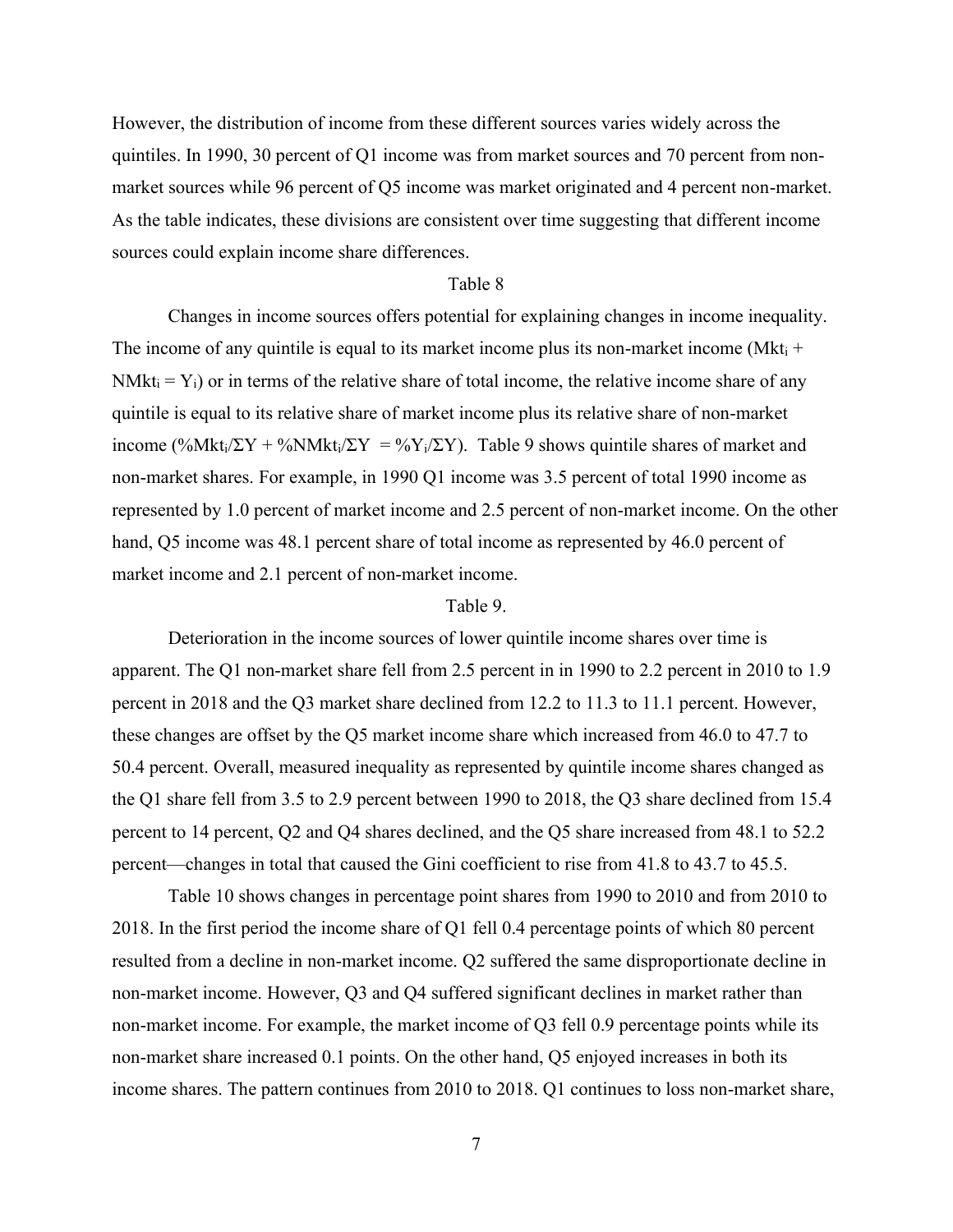However, the distribution of income from these different sources varies widely across the quintiles. In 1990, 30 percent of Q1 income was from market sources and 70 percent from non-market sources while 96 percent of Q5 income was market originated and 4 percent non-market. As the table indicates, these divisions are consistent over time suggesting that different income sources could explain income share differences.

Table 8

Changes in income sources offers potential for explaining changes in income inequality. The income of any quintile is equal to its market income plus its non-market income ($Mkt_i + NMkt_i = Y_i$) or in terms of the relative share of total income, the relative income share of any quintile is equal to its relative share of market income plus its relative share of non-market income ($\%Mkt_i/\Sigma Y + \%NMkt_i/\Sigma Y = \%Y_i/\Sigma Y$). Table 9 shows quintile shares of market and non-market shares. For example, in 1990 Q1 income was 3.5 percent of total 1990 income as represented by 1.0 percent of market income and 2.5 percent of non-market income. On the other hand, Q5 income was 48.1 percent share of total income as represented by 46.0 percent of market income and 2.1 percent of non-market income.

Table 9.

Deterioration in the income sources of lower quintile income shares over time is apparent. The Q1 non-market share fell from 2.5 percent in in 1990 to 2.2 percent in 2010 to 1.9 percent in 2018 and the Q3 market share declined from 12.2 to 11.3 to 11.1 percent. However, these changes are offset by the Q5 market income share which increased from 46.0 to 47.7 to 50.4 percent. Overall, measured inequality as represented by quintile income shares changed as the Q1 share fell from 3.5 to 2.9 percent between 1990 to 2018, the Q3 share declined from 15.4 percent to 14 percent, Q2 and Q4 shares declined, and the Q5 share increased from 48.1 to 52.2 percent—changes in total that caused the Gini coefficient to rise from 41.8 to 43.7 to 45.5.

Table 10 shows changes in percentage point shares from 1990 to 2010 and from 2010 to 2018. In the first period the income share of Q1 fell 0.4 percentage points of which 80 percent resulted from a decline in non-market income. Q2 suffered the same disproportionate decline in non-market income. However, Q3 and Q4 suffered significant declines in market rather than non-market income. For example, the market income of Q3 fell 0.9 percentage points while its non-market share increased 0.1 points. On the other hand, Q5 enjoyed increases in both its income shares. The pattern continues from 2010 to 2018. Q1 continues to loss non-market share,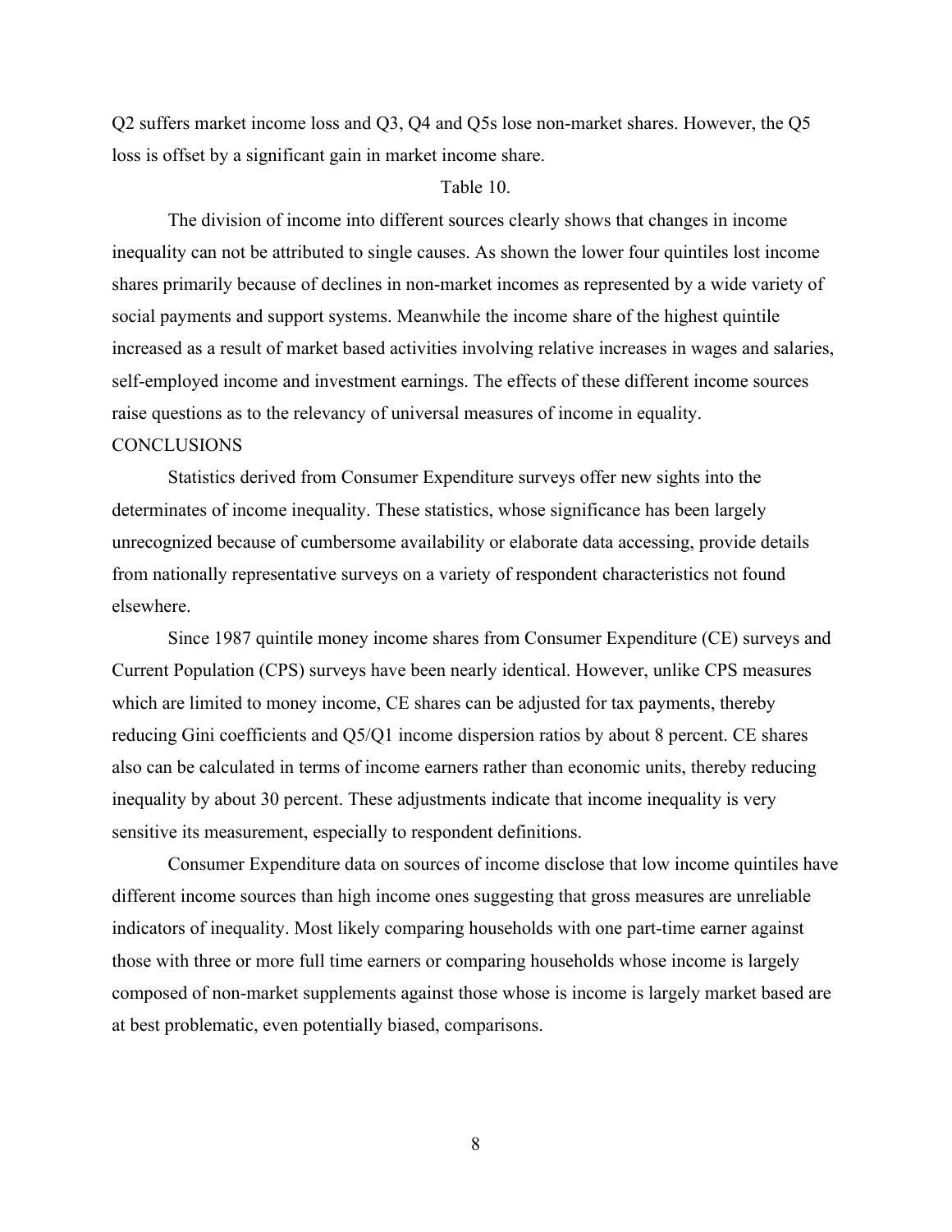Q2 suffers market income loss and Q3, Q4 and Q5s lose non-market shares. However, the Q5 loss is offset by a significant gain in market income share.

Table 10.

The division of income into different sources clearly shows that changes in income inequality can not be attributed to single causes. As shown the lower four quintiles lost income shares primarily because of declines in non-market incomes as represented by a wide variety of social payments and support systems. Meanwhile the income share of the highest quintile increased as a result of market based activities involving relative increases in wages and salaries, self-employed income and investment earnings. The effects of these different income sources raise questions as to the relevancy of universal measures of income in equality.

## CONCLUSIONS

Statistics derived from Consumer Expenditure surveys offer new sights into the determinates of income inequality. These statistics, whose significance has been largely unrecognized because of cumbersome availability or elaborate data accessing, provide details from nationally representative surveys on a variety of respondent characteristics not found elsewhere.

Since 1987 quintile money income shares from Consumer Expenditure (CE) surveys and Current Population (CPS) surveys have been nearly identical. However, unlike CPS measures which are limited to money income, CE shares can be adjusted for tax payments, thereby reducing Gini coefficients and Q5/Q1 income dispersion ratios by about 8 percent. CE shares also can be calculated in terms of income earners rather than economic units, thereby reducing inequality by about 30 percent. These adjustments indicate that income inequality is very sensitive its measurement, especially to respondent definitions.

Consumer Expenditure data on sources of income disclose that low income quintiles have different income sources than high income ones suggesting that gross measures are unreliable indicators of inequality. Most likely comparing households with one part-time earner against those with three or more full time earners or comparing households whose income is largely composed of non-market supplements against those whose is income is largely market based are at best problematic, even potentially biased, comparisons.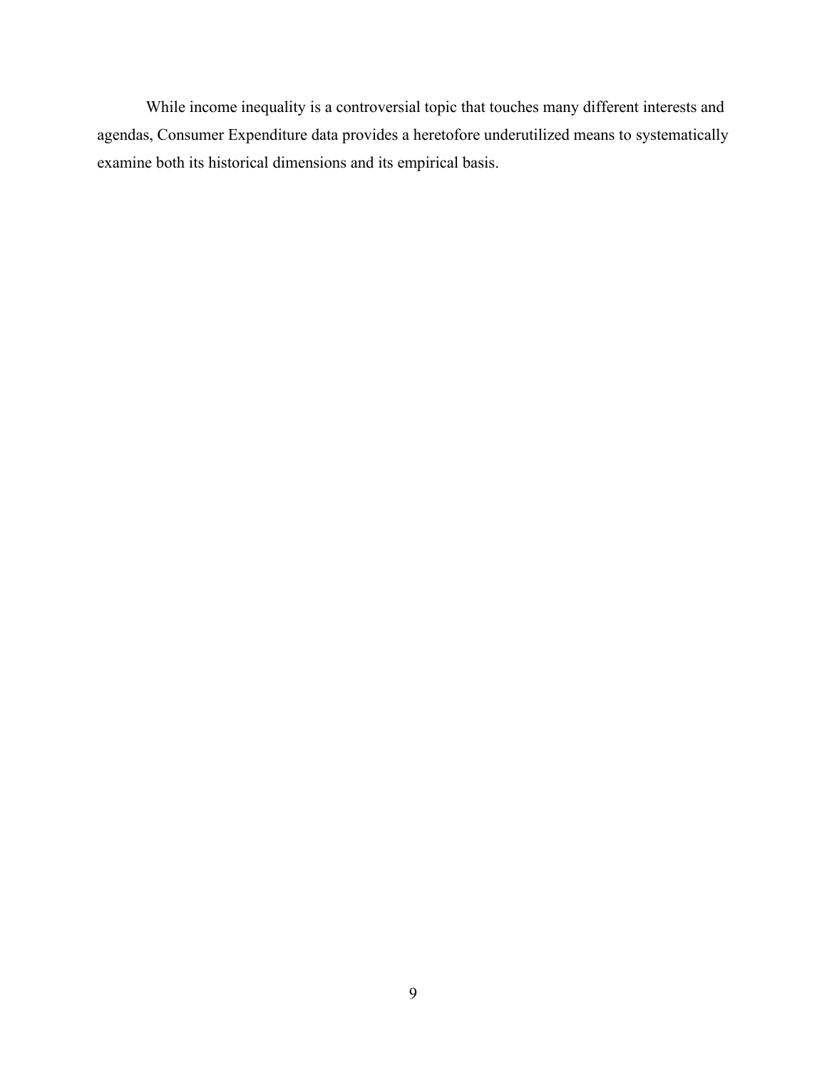While income inequality is a controversial topic that touches many different interests and agendas, Consumer Expenditure data provides a heretofore underutilized means to systematically examine both its historical dimensions and its empirical basis.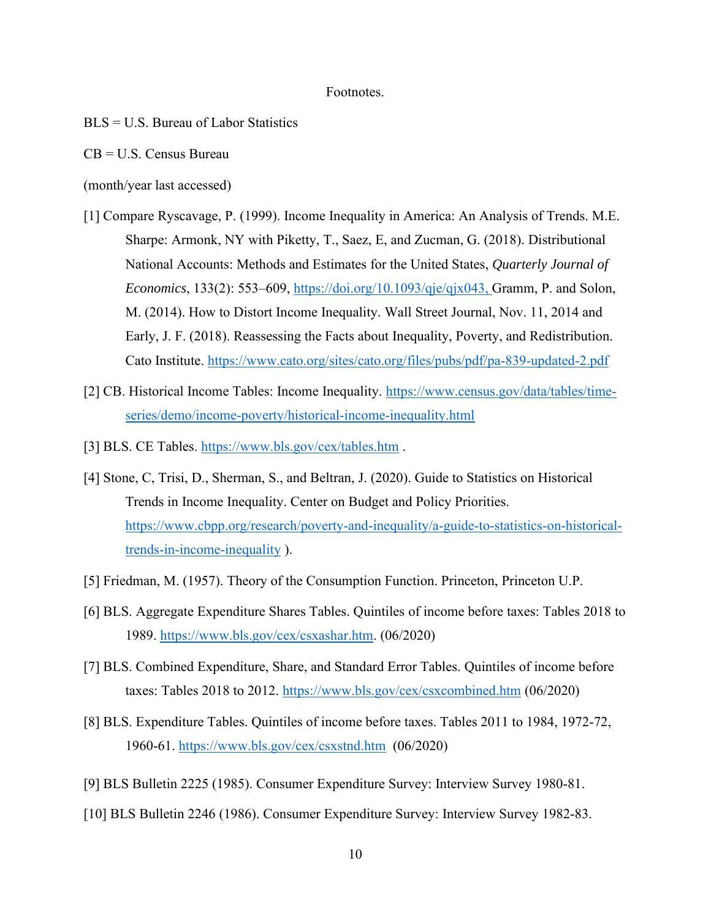Footnotes.

BLS = U.S. Bureau of Labor Statistics

CB = U.S. Census Bureau

(month/year last accessed)

[1] Compare Ryscavage, P. (1999). Income Inequality in America: An Analysis of Trends. M.E. Sharpe: Armonk, NY with Piketty, T., Saez, E, and Zucman, G. (2018). Distributional National Accounts: Methods and Estimates for the United States, *Quarterly Journal of Economics*, 133(2): 553–609, https://doi.org/10.1093/qje/qjx043, Gramm, P. and Solon, M. (2014). How to Distort Income Inequality. Wall Street Journal, Nov. 11, 2014 and Early, J. F. (2018). Reassessing the Facts about Inequality, Poverty, and Redistribution. Cato Institute. https://www.cato.org/sites/cato.org/files/pubs/pdf/pa-839-updated-2.pdf

[2] CB. Historical Income Tables: Income Inequality. https://www.census.gov/data/tables/time-series/demo/income-poverty/historical-income-inequality.html

[3] BLS. CE Tables. https://www.bls.gov/cex/tables.htm .

[4] Stone, C, Trisi, D., Sherman, S., and Beltran, J. (2020). Guide to Statistics on Historical Trends in Income Inequality. Center on Budget and Policy Priorities. https://www.cbpp.org/research/poverty-and-inequality/a-guide-to-statistics-on-historical-trends-in-income-inequality ).

[5] Friedman, M. (1957). Theory of the Consumption Function. Princeton, Princeton U.P.

[6] BLS. Aggregate Expenditure Shares Tables. Quintiles of income before taxes: Tables 2018 to 1989. https://www.bls.gov/cex/csxashar.htm. (06/2020)

[7] BLS. Combined Expenditure, Share, and Standard Error Tables. Quintiles of income before taxes: Tables 2018 to 2012. https://www.bls.gov/cex/csxcombined.htm (06/2020)

[8] BLS. Expenditure Tables. Quintiles of income before taxes. Tables 2011 to 1984, 1972-72, 1960-61. https://www.bls.gov/cex/csxstnd.htm (06/2020)

[9] BLS Bulletin 2225 (1985). Consumer Expenditure Survey: Interview Survey 1980-81.

[10] BLS Bulletin 2246 (1986). Consumer Expenditure Survey: Interview Survey 1982-83.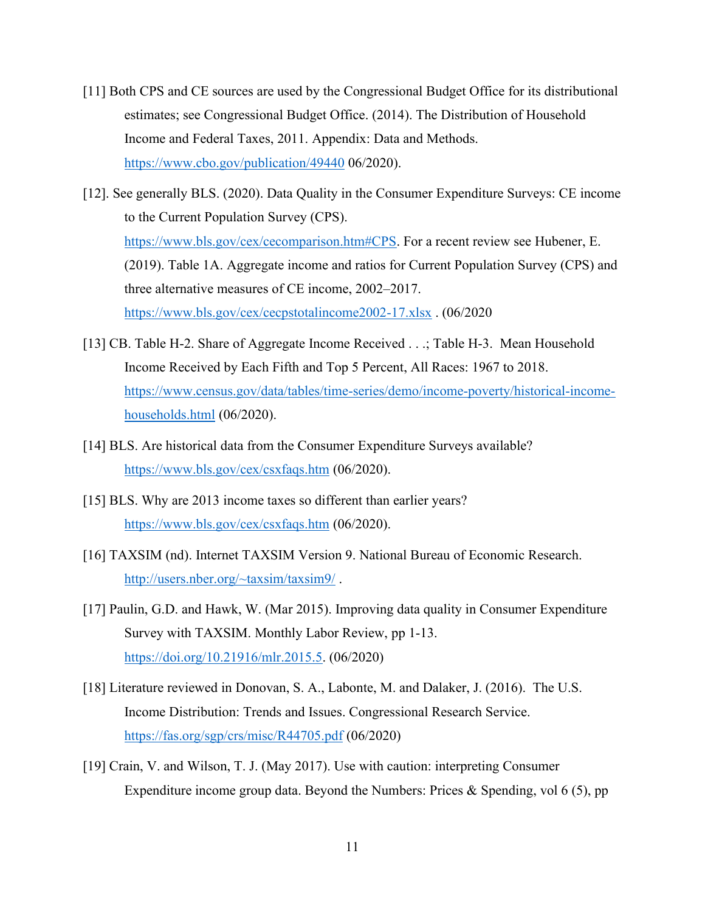[11] Both CPS and CE sources are used by the Congressional Budget Office for its distributional estimates; see Congressional Budget Office. (2014). The Distribution of Household Income and Federal Taxes, 2011. Appendix: Data and Methods. https://www.cbo.gov/publication/49440 06/2020).

[12]. See generally BLS. (2020). Data Quality in the Consumer Expenditure Surveys: CE income to the Current Population Survey (CPS). https://www.bls.gov/cex/cecomparison.htm#CPS. For a recent review see Hubener, E. (2019). Table 1A. Aggregate income and ratios for Current Population Survey (CPS) and three alternative measures of CE income, 2002–2017. https://www.bls.gov/cex/cecpstotalincome2002-17.xlsx . (06/2020

[13] CB. Table H-2. Share of Aggregate Income Received . . .; Table H-3. Mean Household Income Received by Each Fifth and Top 5 Percent, All Races: 1967 to 2018. https://www.census.gov/data/tables/time-series/demo/income-poverty/historical-income-households.html (06/2020).

[14] BLS. Are historical data from the Consumer Expenditure Surveys available? https://www.bls.gov/cex/csxfaqs.htm (06/2020).

[15] BLS. Why are 2013 income taxes so different than earlier years? https://www.bls.gov/cex/csxfaqs.htm (06/2020).

[16] TAXSIM (nd). Internet TAXSIM Version 9. National Bureau of Economic Research. http://users.nber.org/~taxsim/taxsim9/ .

[17] Paulin, G.D. and Hawk, W. (Mar 2015). Improving data quality in Consumer Expenditure Survey with TAXSIM. Monthly Labor Review, pp 1-13. https://doi.org/10.21916/mlr.2015.5. (06/2020)

[18] Literature reviewed in Donovan, S. A., Labonte, M. and Dalaker, J. (2016). The U.S. Income Distribution: Trends and Issues. Congressional Research Service. https://fas.org/sgp/crs/misc/R44705.pdf (06/2020)

[19] Crain, V. and Wilson, T. J. (May 2017). Use with caution: interpreting Consumer Expenditure income group data. Beyond the Numbers: Prices & Spending, vol 6 (5), pp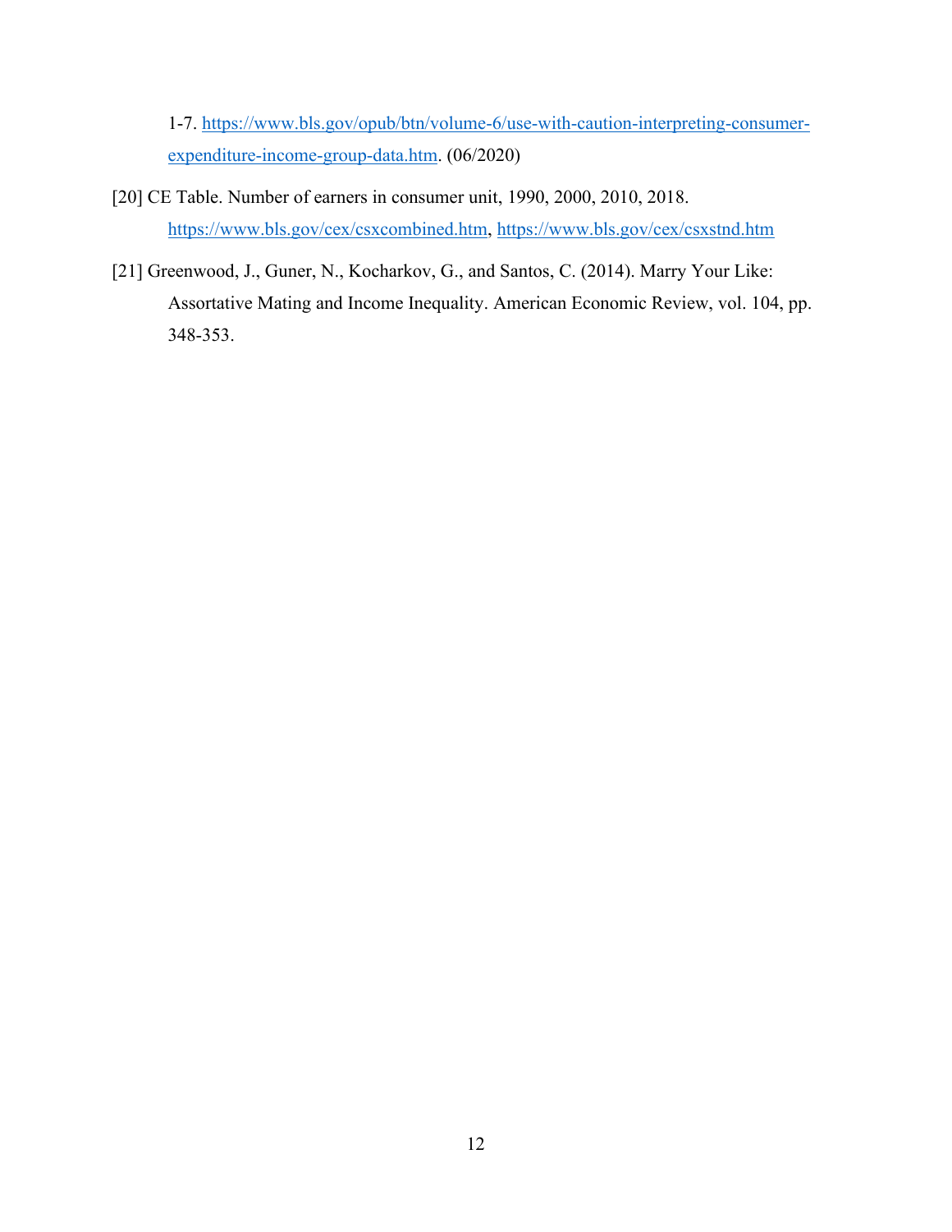1-7. https://www.bls.gov/opub/btn/volume-6/use-with-caution-interpreting-consumer-expenditure-income-group-data.htm. (06/2020)

[20] CE Table. Number of earners in consumer unit, 1990, 2000, 2010, 2018. https://www.bls.gov/cex/csxcombined.htm, https://www.bls.gov/cex/csxstnd.htm

[21] Greenwood, J., Guner, N., Kocharkov, G., and Santos, C. (2014). Marry Your Like: Assortative Mating and Income Inequality. American Economic Review, vol. 104, pp. 348-353.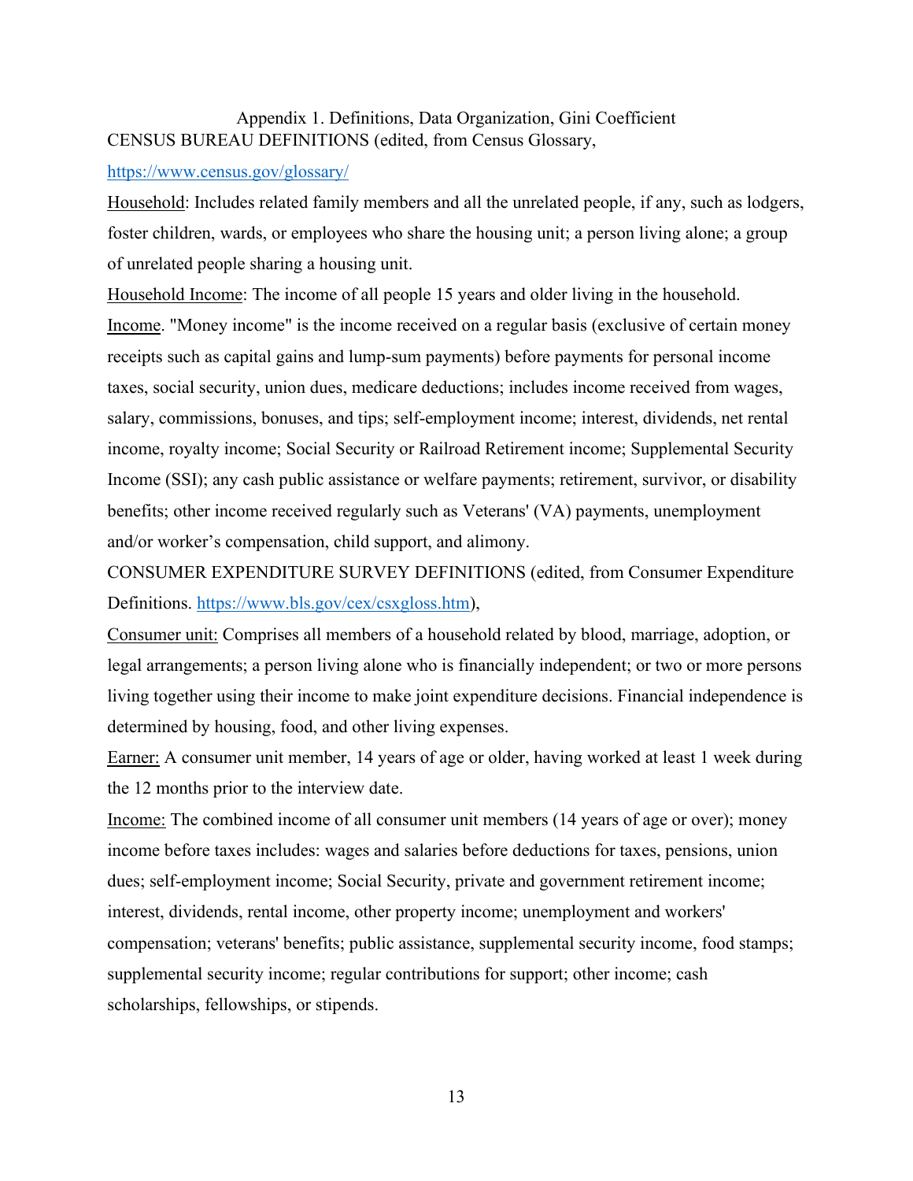## Appendix 1. Definitions, Data Organization, Gini Coefficient

CENSUS BUREAU DEFINITIONS (edited, from Census Glossary, https://www.census.gov/glossary/

<u>Household</u>: Includes related family members and all the unrelated people, if any, such as lodgers, foster children, wards, or employees who share the housing unit; a person living alone; a group of unrelated people sharing a housing unit.

<u>Household Income</u>: The income of all people 15 years and older living in the household.

<u>Income</u>. "Money income" is the income received on a regular basis (exclusive of certain money receipts such as capital gains and lump-sum payments) before payments for personal income taxes, social security, union dues, medicare deductions; includes income received from wages, salary, commissions, bonuses, and tips; self-employment income; interest, dividends, net rental income, royalty income; Social Security or Railroad Retirement income; Supplemental Security Income (SSI); any cash public assistance or welfare payments; retirement, survivor, or disability benefits; other income received regularly such as Veterans' (VA) payments, unemployment and/or worker's compensation, child support, and alimony.

CONSUMER EXPENDITURE SURVEY DEFINITIONS (edited, from Consumer Expenditure Definitions. https://www.bls.gov/cex/csxgloss.htm),

<u>Consumer unit:</u> Comprises all members of a household related by blood, marriage, adoption, or legal arrangements; a person living alone who is financially independent; or two or more persons living together using their income to make joint expenditure decisions. Financial independence is determined by housing, food, and other living expenses.

<u>Earner:</u> A consumer unit member, 14 years of age or older, having worked at least 1 week during the 12 months prior to the interview date.

<u>Income:</u> The combined income of all consumer unit members (14 years of age or over); money income before taxes includes: wages and salaries before deductions for taxes, pensions, union dues; self-employment income; Social Security, private and government retirement income; interest, dividends, rental income, other property income; unemployment and workers' compensation; veterans' benefits; public assistance, supplemental security income, food stamps; supplemental security income; regular contributions for support; other income; cash scholarships, fellowships, or stipends.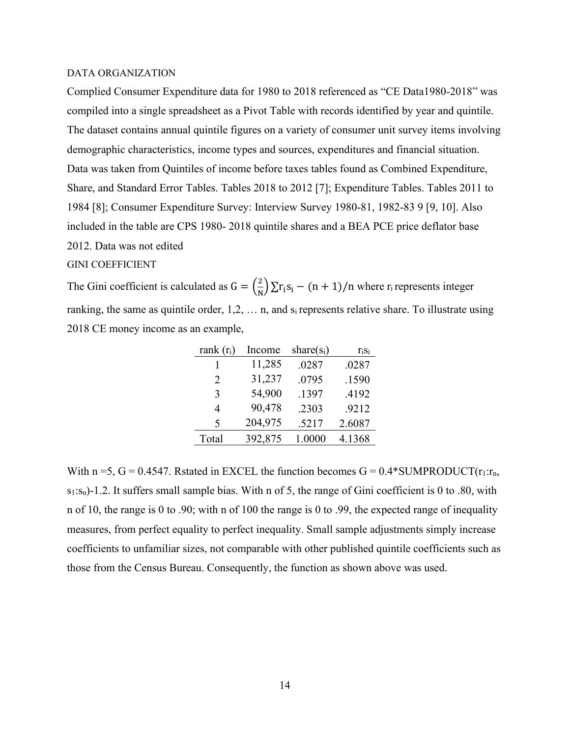DATA ORGANIZATION

Complied Consumer Expenditure data for 1980 to 2018 referenced as "CE Data1980-2018" was compiled into a single spreadsheet as a Pivot Table with records identified by year and quintile. The dataset contains annual quintile figures on a variety of consumer unit survey items involving demographic characteristics, income types and sources, expenditures and financial situation. Data was taken from Quintiles of income before taxes tables found as Combined Expenditure, Share, and Standard Error Tables. Tables 2018 to 2012 [7]; Expenditure Tables. Tables 2011 to 1984 [8]; Consumer Expenditure Survey: Interview Survey 1980-81, 1982-83 9 [9, 10]. Also included in the table are CPS 1980- 2018 quintile shares and a BEA PCE price deflator base 2012. Data was not edited

GINI COEFFICIENT

The Gini coefficient is calculated as $G = \left(\frac{2}{N}\right) \sum r_i s_i - (n+1)/n$ where $r_i$ represents integer ranking, the same as quintile order, 1,2, … n, and $s_i$ represents relative share. To illustrate using 2018 CE money income as an example,

| rank ($r_i$) | Income | share($s_i$) | $r_i s_i$ |
|---|---|---|---|
| 1 | 11,285 | .0287 | .0287 |
| 2 | 31,237 | .0795 | .1590 |
| 3 | 54,900 | .1397 | .4192 |
| 4 | 90,478 | .2303 | .9212 |
| 5 | 204,975 | .5217 | 2.6087 |
| Total | 392,875 | 1.0000 | 4.1368 |

With n =5, G = 0.4547. Rstated in EXCEL the function becomes G = 0.4*SUMPRODUCT($r_1$:$r_n$, $s_1$:$s_n$)-1.2. It suffers small sample bias. With n of 5, the range of Gini coefficient is 0 to .80, with n of 10, the range is 0 to .90; with n of 100 the range is 0 to .99, the expected range of inequality measures, from perfect equality to perfect inequality. Small sample adjustments simply increase coefficients to unfamiliar sizes, not comparable with other published quintile coefficients such as those from the Census Bureau. Consequently, the function as shown above was used.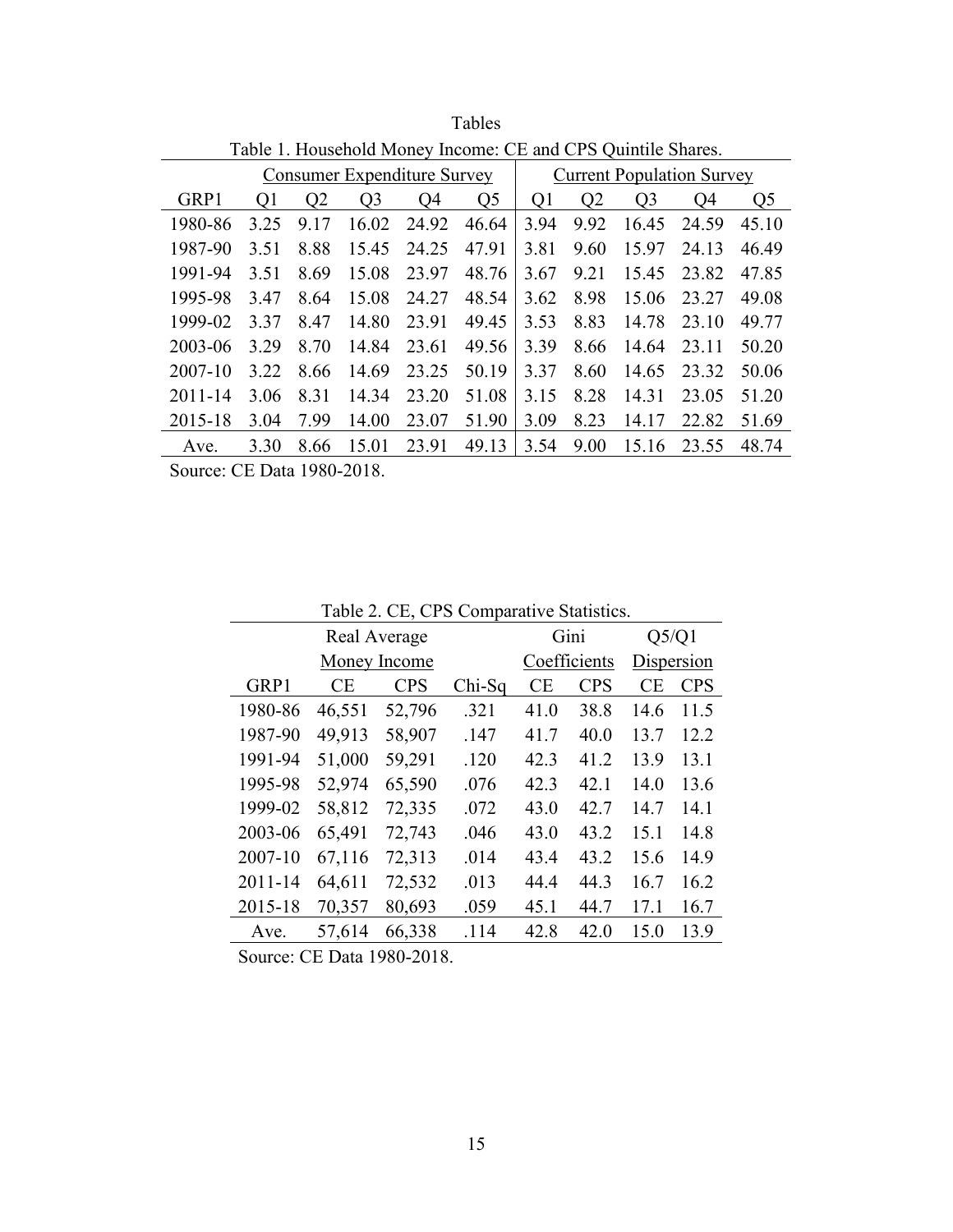# Tables

Table 1. Household Money Income: CE and CPS Quintile Shares.

| | Consumer Expenditure Survey | | | | | Current Population Survey | | | | |
|---|---|---|---|---|---|---|---|---|---|---|
| GRP1 | Q1 | Q2 | Q3 | Q4 | Q5 | Q1 | Q2 | Q3 | Q4 | Q5 |
| 1980-86 | 3.25 | 9.17 | 16.02 | 24.92 | 46.64 | 3.94 | 9.92 | 16.45 | 24.59 | 45.10 |
| 1987-90 | 3.51 | 8.88 | 15.45 | 24.25 | 47.91 | 3.81 | 9.60 | 15.97 | 24.13 | 46.49 |
| 1991-94 | 3.51 | 8.69 | 15.08 | 23.97 | 48.76 | 3.67 | 9.21 | 15.45 | 23.82 | 47.85 |
| 1995-98 | 3.47 | 8.64 | 15.08 | 24.27 | 48.54 | 3.62 | 8.98 | 15.06 | 23.27 | 49.08 |
| 1999-02 | 3.37 | 8.47 | 14.80 | 23.91 | 49.45 | 3.53 | 8.83 | 14.78 | 23.10 | 49.77 |
| 2003-06 | 3.29 | 8.70 | 14.84 | 23.61 | 49.56 | 3.39 | 8.66 | 14.64 | 23.11 | 50.20 |
| 2007-10 | 3.22 | 8.66 | 14.69 | 23.25 | 50.19 | 3.37 | 8.60 | 14.65 | 23.32 | 50.06 |
| 2011-14 | 3.06 | 8.31 | 14.34 | 23.20 | 51.08 | 3.15 | 8.28 | 14.31 | 23.05 | 51.20 |
| 2015-18 | 3.04 | 7.99 | 14.00 | 23.07 | 51.90 | 3.09 | 8.23 | 14.17 | 22.82 | 51.69 |
| Ave. | 3.30 | 8.66 | 15.01 | 23.91 | 49.13 | 3.54 | 9.00 | 15.16 | 23.55 | 48.74 |

Source: CE Data 1980-2018.

Table 2. CE, CPS Comparative Statistics.

| | Real Average Money Income | | | Gini Coefficients | | Q5/Q1 Dispersion | |
|---|---|---|---|---|---|---|---|
| GRP1 | CE | CPS | Chi-Sq | CE | CPS | CE | CPS |
| 1980-86 | 46,551 | 52,796 | .321 | 41.0 | 38.8 | 14.6 | 11.5 |
| 1987-90 | 49,913 | 58,907 | .147 | 41.7 | 40.0 | 13.7 | 12.2 |
| 1991-94 | 51,000 | 59,291 | .120 | 42.3 | 41.2 | 13.9 | 13.1 |
| 1995-98 | 52,974 | 65,590 | .076 | 42.3 | 42.1 | 14.0 | 13.6 |
| 1999-02 | 58,812 | 72,335 | .072 | 43.0 | 42.7 | 14.7 | 14.1 |
| 2003-06 | 65,491 | 72,743 | .046 | 43.0 | 43.2 | 15.1 | 14.8 |
| 2007-10 | 67,116 | 72,313 | .014 | 43.4 | 43.2 | 15.6 | 14.9 |
| 2011-14 | 64,611 | 72,532 | .013 | 44.4 | 44.3 | 16.7 | 16.2 |
| 2015-18 | 70,357 | 80,693 | .059 | 45.1 | 44.7 | 17.1 | 16.7 |
| Ave. | 57,614 | 66,338 | .114 | 42.8 | 42.0 | 15.0 | 13.9 |

Source: CE Data 1980-2018.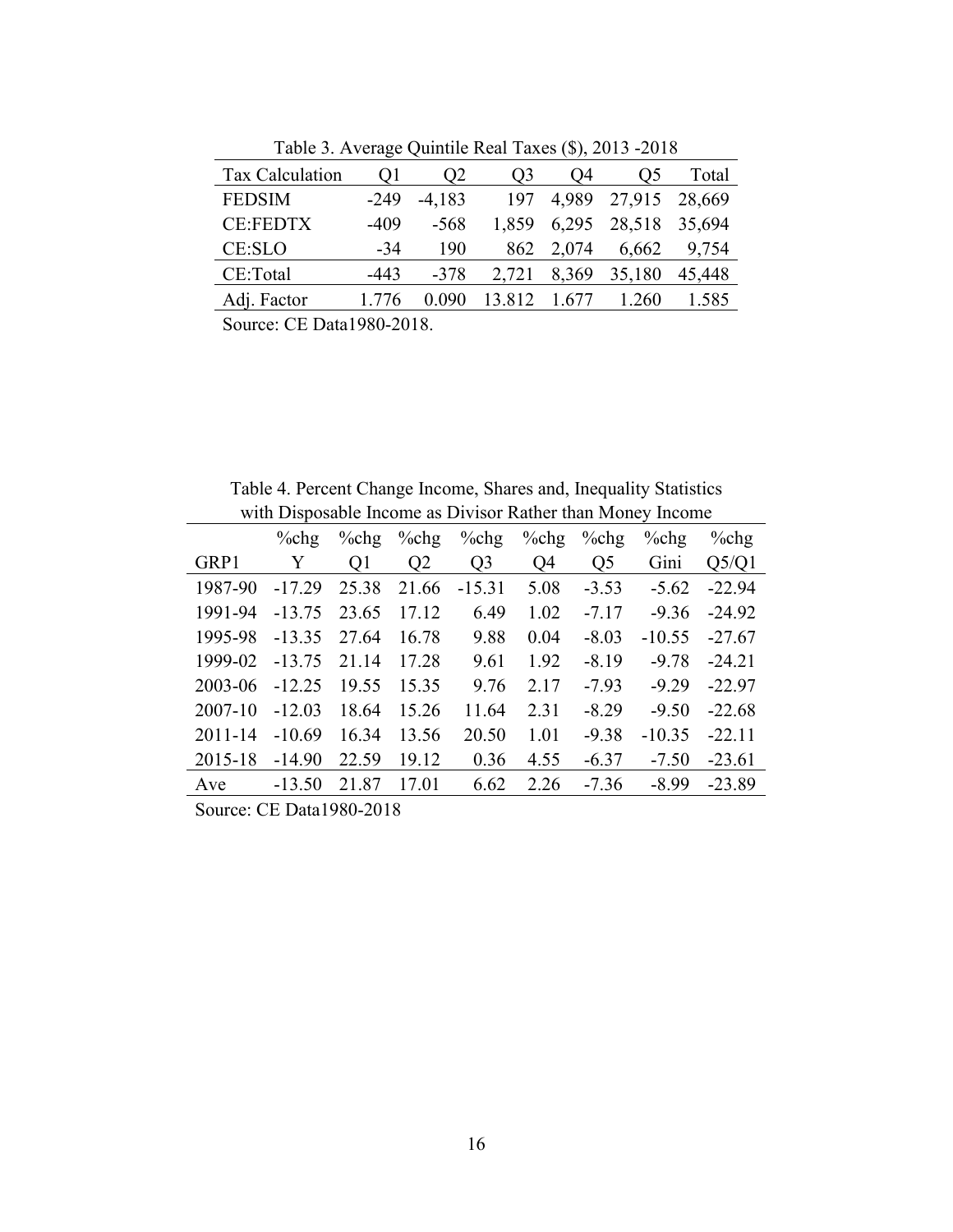Table 3. Average Quintile Real Taxes ($), 2013 -2018

| Tax Calculation | Q1 | Q2 | Q3 | Q4 | Q5 | Total |
|---|---|---|---|---|---|---|
| FEDSIM | -249 | -4,183 | 197 | 4,989 | 27,915 | 28,669 |
| CE:FEDTX | -409 | -568 | 1,859 | 6,295 | 28,518 | 35,694 |
| CE:SLO | -34 | 190 | 862 | 2,074 | 6,662 | 9,754 |
| CE:Total | -443 | -378 | 2,721 | 8,369 | 35,180 | 45,448 |
| Adj. Factor | 1.776 | 0.090 | 13.812 | 1.677 | 1.260 | 1.585 |

Source: CE Data1980-2018.

Table 4. Percent Change Income, Shares and, Inequality Statistics with Disposable Income as Divisor Rather than Money Income

| GRP1 | %chg Y | %chg Q1 | %chg Q2 | %chg Q3 | %chg Q4 | %chg Q5 | %chg Gini | %chg Q5/Q1 |
|---|---|---|---|---|---|---|---|---|
| 1987-90 | -17.29 | 25.38 | 21.66 | -15.31 | 5.08 | -3.53 | -5.62 | -22.94 |
| 1991-94 | -13.75 | 23.65 | 17.12 | 6.49 | 1.02 | -7.17 | -9.36 | -24.92 |
| 1995-98 | -13.35 | 27.64 | 16.78 | 9.88 | 0.04 | -8.03 | -10.55 | -27.67 |
| 1999-02 | -13.75 | 21.14 | 17.28 | 9.61 | 1.92 | -8.19 | -9.78 | -24.21 |
| 2003-06 | -12.25 | 19.55 | 15.35 | 9.76 | 2.17 | -7.93 | -9.29 | -22.97 |
| 2007-10 | -12.03 | 18.64 | 15.26 | 11.64 | 2.31 | -8.29 | -9.50 | -22.68 |
| 2011-14 | -10.69 | 16.34 | 13.56 | 20.50 | 1.01 | -9.38 | -10.35 | -22.11 |
| 2015-18 | -14.90 | 22.59 | 19.12 | 0.36 | 4.55 | -6.37 | -7.50 | -23.61 |
| Ave | -13.50 | 21.87 | 17.01 | 6.62 | 2.26 | -7.36 | -8.99 | -23.89 |

Source: CE Data1980-2018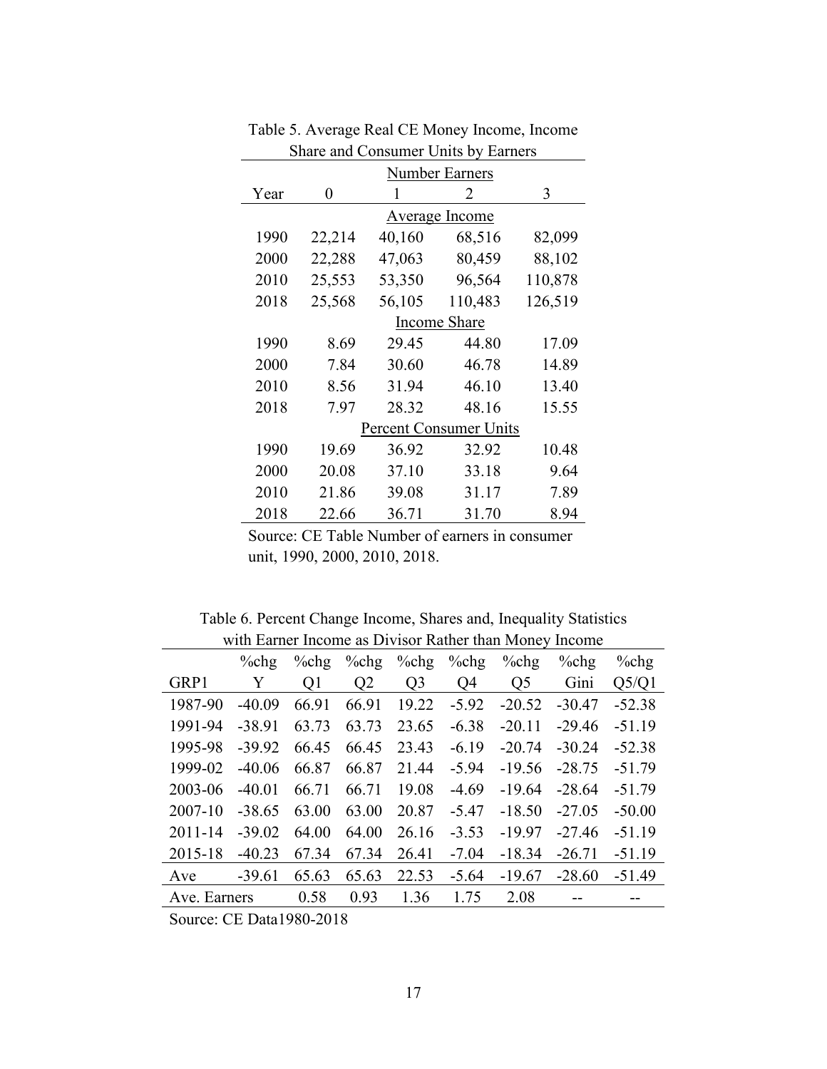Table 5. Average Real CE Money Income, Income Share and Consumer Units by Earners

| Year | 0 | 1 | 2 | 3 |
|---|---|---|---|---|
| | Number Earners | | | |
| | Average Income | | | |
| 1990 | 22,214 | 40,160 | 68,516 | 82,099 |
| 2000 | 22,288 | 47,063 | 80,459 | 88,102 |
| 2010 | 25,553 | 53,350 | 96,564 | 110,878 |
| 2018 | 25,568 | 56,105 | 110,483 | 126,519 |
| | Income Share | | | |
| 1990 | 8.69 | 29.45 | 44.80 | 17.09 |
| 2000 | 7.84 | 30.60 | 46.78 | 14.89 |
| 2010 | 8.56 | 31.94 | 46.10 | 13.40 |
| 2018 | 7.97 | 28.32 | 48.16 | 15.55 |
| | Percent Consumer Units | | | |
| 1990 | 19.69 | 36.92 | 32.92 | 10.48 |
| 2000 | 20.08 | 37.10 | 33.18 | 9.64 |
| 2010 | 21.86 | 39.08 | 31.17 | 7.89 |
| 2018 | 22.66 | 36.71 | 31.70 | 8.94 |

Source: CE Table Number of earners in consumer unit, 1990, 2000, 2010, 2018.

Table 6. Percent Change Income, Shares and, Inequality Statistics with Earner Income as Divisor Rather than Money Income

| GRP1 | %chg Y | %chg Q1 | %chg Q2 | %chg Q3 | %chg Q4 | %chg Q5 | %chg Gini | %chg Q5/Q1 |
|---|---|---|---|---|---|---|---|---|
| 1987-90 | -40.09 | 66.91 | 66.91 | 19.22 | -5.92 | -20.52 | -30.47 | -52.38 |
| 1991-94 | -38.91 | 63.73 | 63.73 | 23.65 | -6.38 | -20.11 | -29.46 | -51.19 |
| 1995-98 | -39.92 | 66.45 | 66.45 | 23.43 | -6.19 | -20.74 | -30.24 | -52.38 |
| 1999-02 | -40.06 | 66.87 | 66.87 | 21.44 | -5.94 | -19.56 | -28.75 | -51.79 |
| 2003-06 | -40.01 | 66.71 | 66.71 | 19.08 | -4.69 | -19.64 | -28.64 | -51.79 |
| 2007-10 | -38.65 | 63.00 | 63.00 | 20.87 | -5.47 | -18.50 | -27.05 | -50.00 |
| 2011-14 | -39.02 | 64.00 | 64.00 | 26.16 | -3.53 | -19.97 | -27.46 | -51.19 |
| 2015-18 | -40.23 | 67.34 | 67.34 | 26.41 | -7.04 | -18.34 | -26.71 | -51.19 |
| Ave | -39.61 | 65.63 | 65.63 | 22.53 | -5.64 | -19.67 | -28.60 | -51.49 |
| Ave. Earners | | 0.58 | 0.93 | 1.36 | 1.75 | 2.08 | -- | -- |

Source: CE Data1980-2018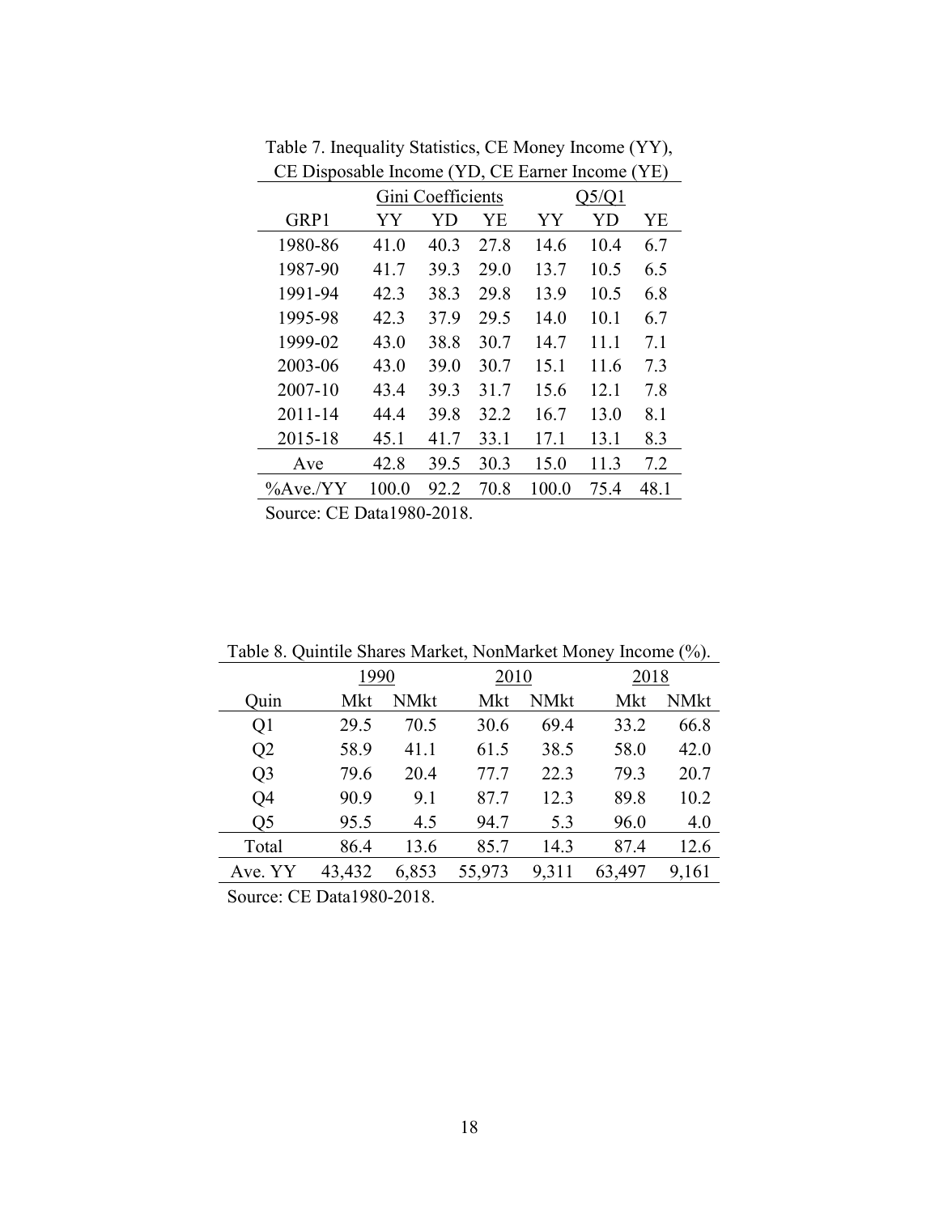Table 7. Inequality Statistics, CE Money Income (YY), CE Disposable Income (YD, CE Earner Income (YE)

| | Gini Coefficients | | | Q5/Q1 | | |
|---|---|---|---|---|---|---|
| GRP1 | YY | YD | YE | YY | YD | YE |
| 1980-86 | 41.0 | 40.3 | 27.8 | 14.6 | 10.4 | 6.7 |
| 1987-90 | 41.7 | 39.3 | 29.0 | 13.7 | 10.5 | 6.5 |
| 1991-94 | 42.3 | 38.3 | 29.8 | 13.9 | 10.5 | 6.8 |
| 1995-98 | 42.3 | 37.9 | 29.5 | 14.0 | 10.1 | 6.7 |
| 1999-02 | 43.0 | 38.8 | 30.7 | 14.7 | 11.1 | 7.1 |
| 2003-06 | 43.0 | 39.0 | 30.7 | 15.1 | 11.6 | 7.3 |
| 2007-10 | 43.4 | 39.3 | 31.7 | 15.6 | 12.1 | 7.8 |
| 2011-14 | 44.4 | 39.8 | 32.2 | 16.7 | 13.0 | 8.1 |
| 2015-18 | 45.1 | 41.7 | 33.1 | 17.1 | 13.1 | 8.3 |
| Ave | 42.8 | 39.5 | 30.3 | 15.0 | 11.3 | 7.2 |
| %Ave./YY | 100.0 | 92.2 | 70.8 | 100.0 | 75.4 | 48.1 |

Source: CE Data1980-2018.

Table 8. Quintile Shares Market, NonMarket Money Income (%).

| | 1990 | | 2010 | | 2018 | |
|---|---|---|---|---|---|---|
| Quin | Mkt | NMkt | Mkt | NMkt | Mkt | NMkt |
| Q1 | 29.5 | 70.5 | 30.6 | 69.4 | 33.2 | 66.8 |
| Q2 | 58.9 | 41.1 | 61.5 | 38.5 | 58.0 | 42.0 |
| Q3 | 79.6 | 20.4 | 77.7 | 22.3 | 79.3 | 20.7 |
| Q4 | 90.9 | 9.1 | 87.7 | 12.3 | 89.8 | 10.2 |
| Q5 | 95.5 | 4.5 | 94.7 | 5.3 | 96.0 | 4.0 |
| Total | 86.4 | 13.6 | 85.7 | 14.3 | 87.4 | 12.6 |
| Ave. YY | 43,432 | 6,853 | 55,973 | 9,311 | 63,497 | 9,161 |

Source: CE Data1980-2018.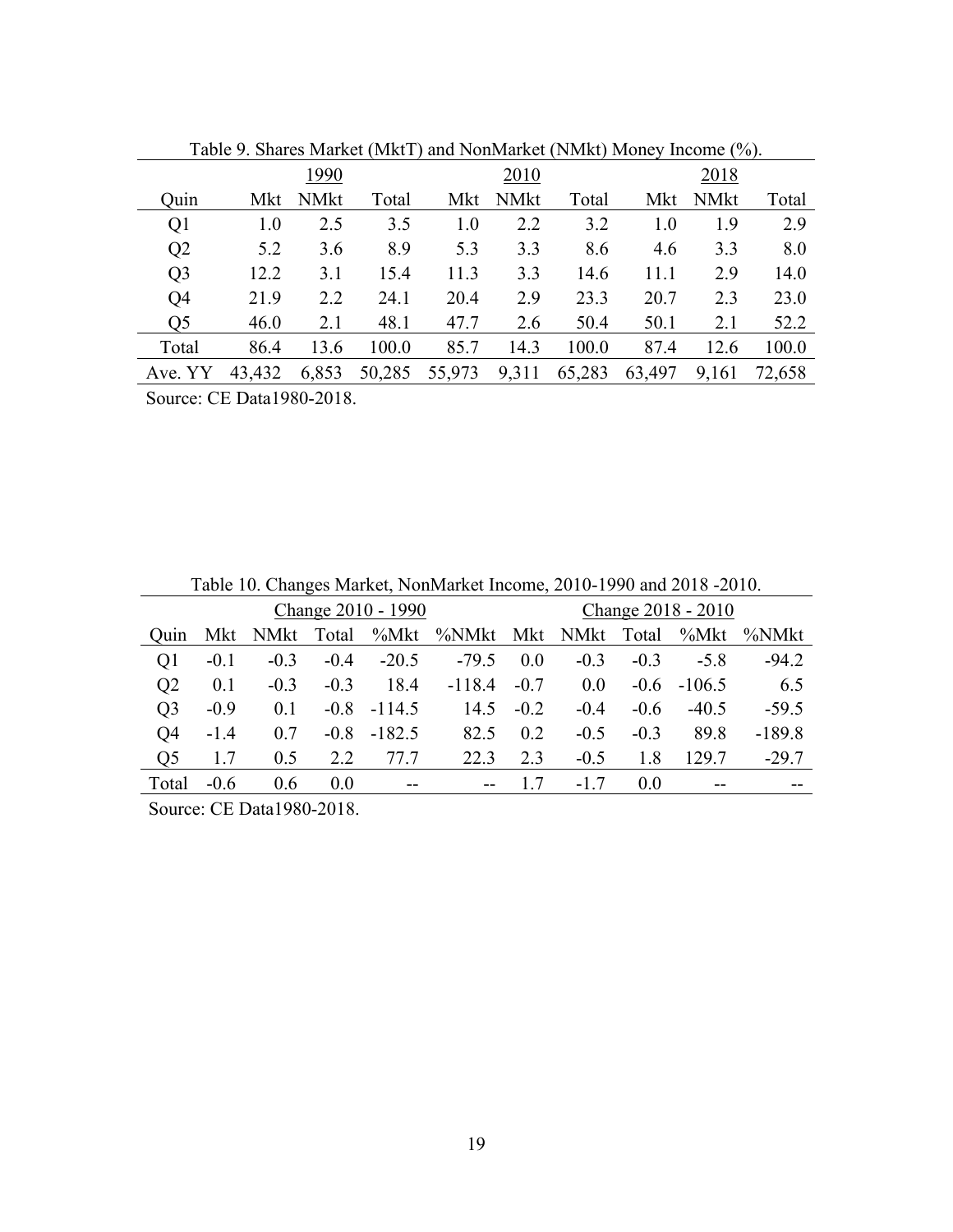Table 9. Shares Market (MktT) and NonMarket (NMkt) Money Income (%).

| Quin | 1990 Mkt | NMkt | Total | 2010 Mkt | NMkt | Total | 2018 Mkt | NMkt | Total |
|---|---|---|---|---|---|---|---|---|---|
| Q1 | 1.0 | 2.5 | 3.5 | 1.0 | 2.2 | 3.2 | 1.0 | 1.9 | 2.9 |
| Q2 | 5.2 | 3.6 | 8.9 | 5.3 | 3.3 | 8.6 | 4.6 | 3.3 | 8.0 |
| Q3 | 12.2 | 3.1 | 15.4 | 11.3 | 3.3 | 14.6 | 11.1 | 2.9 | 14.0 |
| Q4 | 21.9 | 2.2 | 24.1 | 20.4 | 2.9 | 23.3 | 20.7 | 2.3 | 23.0 |
| Q5 | 46.0 | 2.1 | 48.1 | 47.7 | 2.6 | 50.4 | 50.1 | 2.1 | 52.2 |
| Total | 86.4 | 13.6 | 100.0 | 85.7 | 14.3 | 100.0 | 87.4 | 12.6 | 100.0 |
| Ave. YY | 43,432 | 6,853 | 50,285 | 55,973 | 9,311 | 65,283 | 63,497 | 9,161 | 72,658 |

Source: CE Data1980-2018.

Table 10. Changes Market, NonMarket Income, 2010-1990 and 2018 -2010.

| | Change 2010 - 1990 | | | | | Change 2018 - 2010 | | | | |
|---|---|---|---|---|---|---|---|---|---|---|
| Quin | Mkt | NMkt | Total | %Mkt | %NMkt | Mkt | NMkt | Total | %Mkt | %NMkt |
| Q1 | -0.1 | -0.3 | -0.4 | -20.5 | -79.5 | 0.0 | -0.3 | -0.3 | -5.8 | -94.2 |
| Q2 | 0.1 | -0.3 | -0.3 | 18.4 | -118.4 | -0.7 | 0.0 | -0.6 | -106.5 | 6.5 |
| Q3 | -0.9 | 0.1 | -0.8 | -114.5 | 14.5 | -0.2 | -0.4 | -0.6 | -40.5 | -59.5 |
| Q4 | -1.4 | 0.7 | -0.8 | -182.5 | 82.5 | 0.2 | -0.5 | -0.3 | 89.8 | -189.8 |
| Q5 | 1.7 | 0.5 | 2.2 | 77.7 | 22.3 | 2.3 | -0.5 | 1.8 | 129.7 | -29.7 |
| Total | -0.6 | 0.6 | 0.0 | -- | -- | 1.7 | -1.7 | 0.0 | -- | -- |

Source: CE Data1980-2018.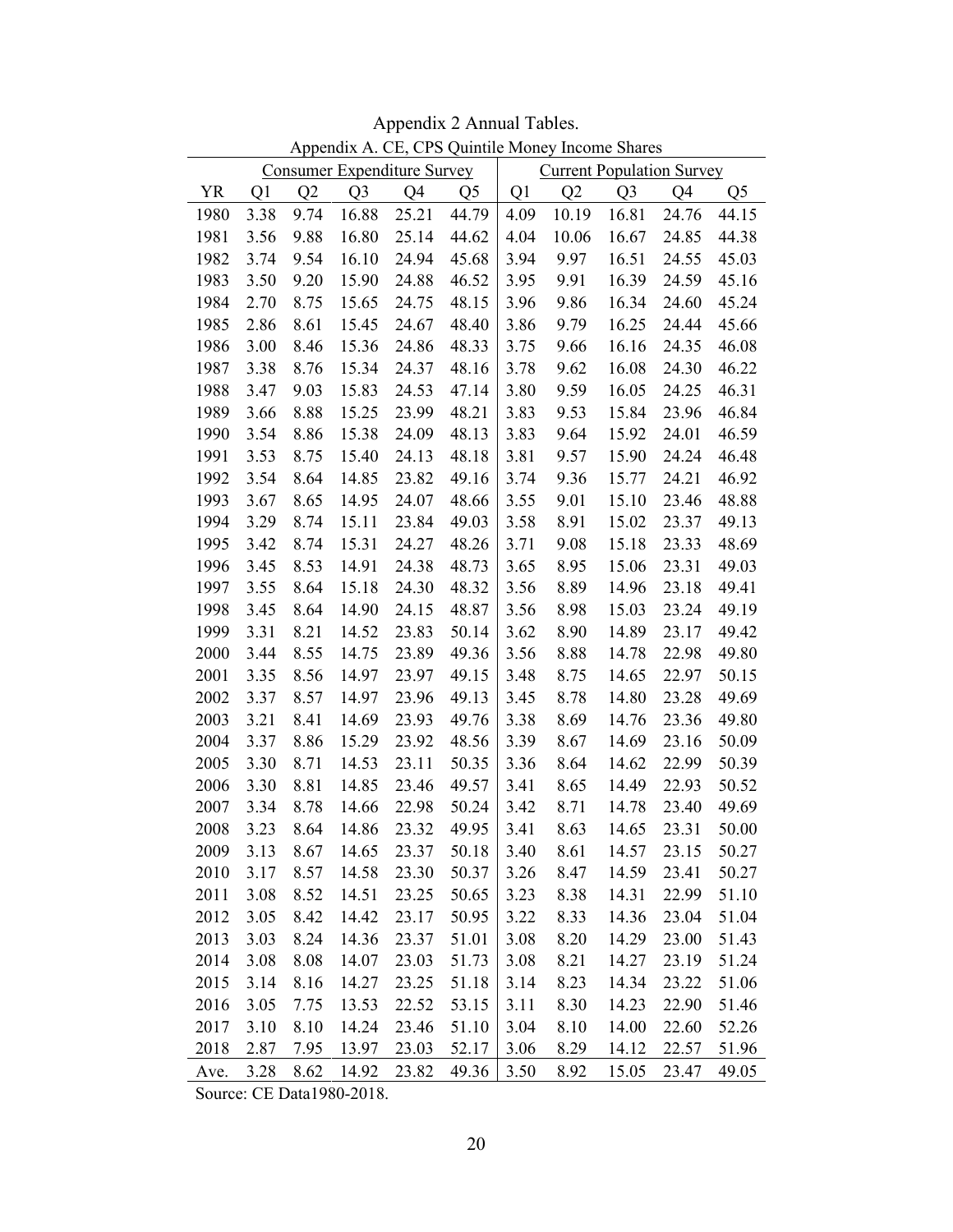Appendix 2 Annual Tables.

Appendix A. CE, CPS Quintile Money Income Shares

| | Consumer Expenditure Survey | | | | | Current Population Survey | | | | |
|---|---|---|---|---|---|---|---|---|---|---|
| YR | Q1 | Q2 | Q3 | Q4 | Q5 | Q1 | Q2 | Q3 | Q4 | Q5 |
| 1980 | 3.38 | 9.74 | 16.88 | 25.21 | 44.79 | 4.09 | 10.19 | 16.81 | 24.76 | 44.15 |
| 1981 | 3.56 | 9.88 | 16.80 | 25.14 | 44.62 | 4.04 | 10.06 | 16.67 | 24.85 | 44.38 |
| 1982 | 3.74 | 9.54 | 16.10 | 24.94 | 45.68 | 3.94 | 9.97 | 16.51 | 24.55 | 45.03 |
| 1983 | 3.50 | 9.20 | 15.90 | 24.88 | 46.52 | 3.95 | 9.91 | 16.39 | 24.59 | 45.16 |
| 1984 | 2.70 | 8.75 | 15.65 | 24.75 | 48.15 | 3.96 | 9.86 | 16.34 | 24.60 | 45.24 |
| 1985 | 2.86 | 8.61 | 15.45 | 24.67 | 48.40 | 3.86 | 9.79 | 16.25 | 24.44 | 45.66 |
| 1986 | 3.00 | 8.46 | 15.36 | 24.86 | 48.33 | 3.75 | 9.66 | 16.16 | 24.35 | 46.08 |
| 1987 | 3.38 | 8.76 | 15.34 | 24.37 | 48.16 | 3.78 | 9.62 | 16.08 | 24.30 | 46.22 |
| 1988 | 3.47 | 9.03 | 15.83 | 24.53 | 47.14 | 3.80 | 9.59 | 16.05 | 24.25 | 46.31 |
| 1989 | 3.66 | 8.88 | 15.25 | 23.99 | 48.21 | 3.83 | 9.53 | 15.84 | 23.96 | 46.84 |
| 1990 | 3.54 | 8.86 | 15.38 | 24.09 | 48.13 | 3.83 | 9.64 | 15.92 | 24.01 | 46.59 |
| 1991 | 3.53 | 8.75 | 15.40 | 24.13 | 48.18 | 3.81 | 9.57 | 15.90 | 24.24 | 46.48 |
| 1992 | 3.54 | 8.64 | 14.85 | 23.82 | 49.16 | 3.74 | 9.36 | 15.77 | 24.21 | 46.92 |
| 1993 | 3.67 | 8.65 | 14.95 | 24.07 | 48.66 | 3.55 | 9.01 | 15.10 | 23.46 | 48.88 |
| 1994 | 3.29 | 8.74 | 15.11 | 23.84 | 49.03 | 3.58 | 8.91 | 15.02 | 23.37 | 49.13 |
| 1995 | 3.42 | 8.74 | 15.31 | 24.27 | 48.26 | 3.71 | 9.08 | 15.18 | 23.33 | 48.69 |
| 1996 | 3.45 | 8.53 | 14.91 | 24.38 | 48.73 | 3.65 | 8.95 | 15.06 | 23.31 | 49.03 |
| 1997 | 3.55 | 8.64 | 15.18 | 24.30 | 48.32 | 3.56 | 8.89 | 14.96 | 23.18 | 49.41 |
| 1998 | 3.45 | 8.64 | 14.90 | 24.15 | 48.87 | 3.56 | 8.98 | 15.03 | 23.24 | 49.19 |
| 1999 | 3.31 | 8.21 | 14.52 | 23.83 | 50.14 | 3.62 | 8.90 | 14.89 | 23.17 | 49.42 |
| 2000 | 3.44 | 8.55 | 14.75 | 23.89 | 49.36 | 3.56 | 8.88 | 14.78 | 22.98 | 49.80 |
| 2001 | 3.35 | 8.56 | 14.97 | 23.97 | 49.15 | 3.48 | 8.75 | 14.65 | 22.97 | 50.15 |
| 2002 | 3.37 | 8.57 | 14.97 | 23.96 | 49.13 | 3.45 | 8.78 | 14.80 | 23.28 | 49.69 |
| 2003 | 3.21 | 8.41 | 14.69 | 23.93 | 49.76 | 3.38 | 8.69 | 14.76 | 23.36 | 49.80 |
| 2004 | 3.37 | 8.86 | 15.29 | 23.92 | 48.56 | 3.39 | 8.67 | 14.69 | 23.16 | 50.09 |
| 2005 | 3.30 | 8.71 | 14.53 | 23.11 | 50.35 | 3.36 | 8.64 | 14.62 | 22.99 | 50.39 |
| 2006 | 3.30 | 8.81 | 14.85 | 23.46 | 49.57 | 3.41 | 8.65 | 14.49 | 22.93 | 50.52 |
| 2007 | 3.34 | 8.78 | 14.66 | 22.98 | 50.24 | 3.42 | 8.71 | 14.78 | 23.40 | 49.69 |
| 2008 | 3.23 | 8.64 | 14.86 | 23.32 | 49.95 | 3.41 | 8.63 | 14.65 | 23.31 | 50.00 |
| 2009 | 3.13 | 8.67 | 14.65 | 23.37 | 50.18 | 3.40 | 8.61 | 14.57 | 23.15 | 50.27 |
| 2010 | 3.17 | 8.57 | 14.58 | 23.30 | 50.37 | 3.26 | 8.47 | 14.59 | 23.41 | 50.27 |
| 2011 | 3.08 | 8.52 | 14.51 | 23.25 | 50.65 | 3.23 | 8.38 | 14.31 | 22.99 | 51.10 |
| 2012 | 3.05 | 8.42 | 14.42 | 23.17 | 50.95 | 3.22 | 8.33 | 14.36 | 23.04 | 51.04 |
| 2013 | 3.03 | 8.24 | 14.36 | 23.37 | 51.01 | 3.08 | 8.20 | 14.29 | 23.00 | 51.43 |
| 2014 | 3.08 | 8.08 | 14.07 | 23.03 | 51.73 | 3.08 | 8.21 | 14.27 | 23.19 | 51.24 |
| 2015 | 3.14 | 8.16 | 14.27 | 23.25 | 51.18 | 3.14 | 8.23 | 14.34 | 23.22 | 51.06 |
| 2016 | 3.05 | 7.75 | 13.53 | 22.52 | 53.15 | 3.11 | 8.30 | 14.23 | 22.90 | 51.46 |
| 2017 | 3.10 | 8.10 | 14.24 | 23.46 | 51.10 | 3.04 | 8.10 | 14.00 | 22.60 | 52.26 |
| 2018 | 2.87 | 7.95 | 13.97 | 23.03 | 52.17 | 3.06 | 8.29 | 14.12 | 22.57 | 51.96 |
| Ave. | 3.28 | 8.62 | 14.92 | 23.82 | 49.36 | 3.50 | 8.92 | 15.05 | 23.47 | 49.05 |

Source: CE Data1980-2018.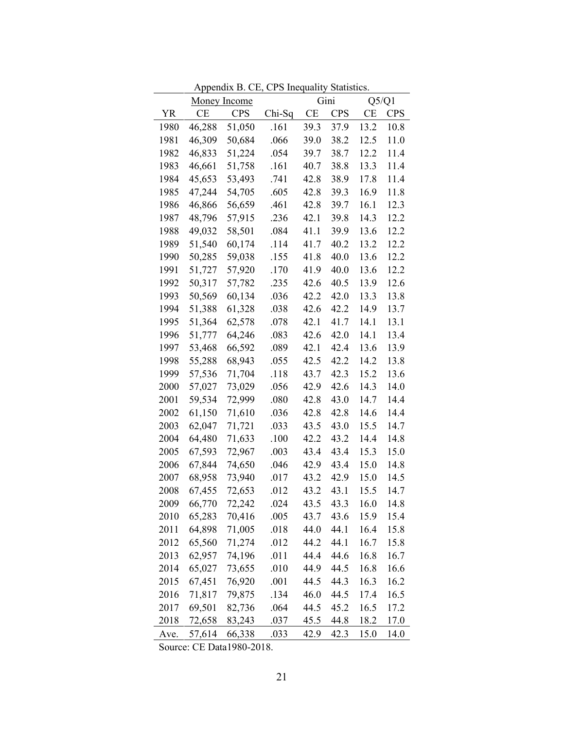Appendix B. CE, CPS Inequality Statistics.

| | Money Income | | | Gini | | Q5/Q1 | |
|---|---|---|---|---|---|---|---|
| YR | CE | CPS | Chi-Sq | CE | CPS | CE | CPS |
| 1980 | 46,288 | 51,050 | .161 | 39.3 | 37.9 | 13.2 | 10.8 |
| 1981 | 46,309 | 50,684 | .066 | 39.0 | 38.2 | 12.5 | 11.0 |
| 1982 | 46,833 | 51,224 | .054 | 39.7 | 38.7 | 12.2 | 11.4 |
| 1983 | 46,661 | 51,758 | .161 | 40.7 | 38.8 | 13.3 | 11.4 |
| 1984 | 45,653 | 53,493 | .741 | 42.8 | 38.9 | 17.8 | 11.4 |
| 1985 | 47,244 | 54,705 | .605 | 42.8 | 39.3 | 16.9 | 11.8 |
| 1986 | 46,866 | 56,659 | .461 | 42.8 | 39.7 | 16.1 | 12.3 |
| 1987 | 48,796 | 57,915 | .236 | 42.1 | 39.8 | 14.3 | 12.2 |
| 1988 | 49,032 | 58,501 | .084 | 41.1 | 39.9 | 13.6 | 12.2 |
| 1989 | 51,540 | 60,174 | .114 | 41.7 | 40.2 | 13.2 | 12.2 |
| 1990 | 50,285 | 59,038 | .155 | 41.8 | 40.0 | 13.6 | 12.2 |
| 1991 | 51,727 | 57,920 | .170 | 41.9 | 40.0 | 13.6 | 12.2 |
| 1992 | 50,317 | 57,782 | .235 | 42.6 | 40.5 | 13.9 | 12.6 |
| 1993 | 50,569 | 60,134 | .036 | 42.2 | 42.0 | 13.3 | 13.8 |
| 1994 | 51,388 | 61,328 | .038 | 42.6 | 42.2 | 14.9 | 13.7 |
| 1995 | 51,364 | 62,578 | .078 | 42.1 | 41.7 | 14.1 | 13.1 |
| 1996 | 51,777 | 64,246 | .083 | 42.6 | 42.0 | 14.1 | 13.4 |
| 1997 | 53,468 | 66,592 | .089 | 42.1 | 42.4 | 13.6 | 13.9 |
| 1998 | 55,288 | 68,943 | .055 | 42.5 | 42.2 | 14.2 | 13.8 |
| 1999 | 57,536 | 71,704 | .118 | 43.7 | 42.3 | 15.2 | 13.6 |
| 2000 | 57,027 | 73,029 | .056 | 42.9 | 42.6 | 14.3 | 14.0 |
| 2001 | 59,534 | 72,999 | .080 | 42.8 | 43.0 | 14.7 | 14.4 |
| 2002 | 61,150 | 71,610 | .036 | 42.8 | 42.8 | 14.6 | 14.4 |
| 2003 | 62,047 | 71,721 | .033 | 43.5 | 43.0 | 15.5 | 14.7 |
| 2004 | 64,480 | 71,633 | .100 | 42.2 | 43.2 | 14.4 | 14.8 |
| 2005 | 67,593 | 72,967 | .003 | 43.4 | 43.4 | 15.3 | 15.0 |
| 2006 | 67,844 | 74,650 | .046 | 42.9 | 43.4 | 15.0 | 14.8 |
| 2007 | 68,958 | 73,940 | .017 | 43.2 | 42.9 | 15.0 | 14.5 |
| 2008 | 67,455 | 72,653 | .012 | 43.2 | 43.1 | 15.5 | 14.7 |
| 2009 | 66,770 | 72,242 | .024 | 43.5 | 43.3 | 16.0 | 14.8 |
| 2010 | 65,283 | 70,416 | .005 | 43.7 | 43.6 | 15.9 | 15.4 |
| 2011 | 64,898 | 71,005 | .018 | 44.0 | 44.1 | 16.4 | 15.8 |
| 2012 | 65,560 | 71,274 | .012 | 44.2 | 44.1 | 16.7 | 15.8 |
| 2013 | 62,957 | 74,196 | .011 | 44.4 | 44.6 | 16.8 | 16.7 |
| 2014 | 65,027 | 73,655 | .010 | 44.9 | 44.5 | 16.8 | 16.6 |
| 2015 | 67,451 | 76,920 | .001 | 44.5 | 44.3 | 16.3 | 16.2 |
| 2016 | 71,817 | 79,875 | .134 | 46.0 | 44.5 | 17.4 | 16.5 |
| 2017 | 69,501 | 82,736 | .064 | 44.5 | 45.2 | 16.5 | 17.2 |
| 2018 | 72,658 | 83,243 | .037 | 45.5 | 44.8 | 18.2 | 17.0 |
| Ave. | 57,614 | 66,338 | .033 | 42.9 | 42.3 | 15.0 | 14.0 |

Source: CE Data1980-2018.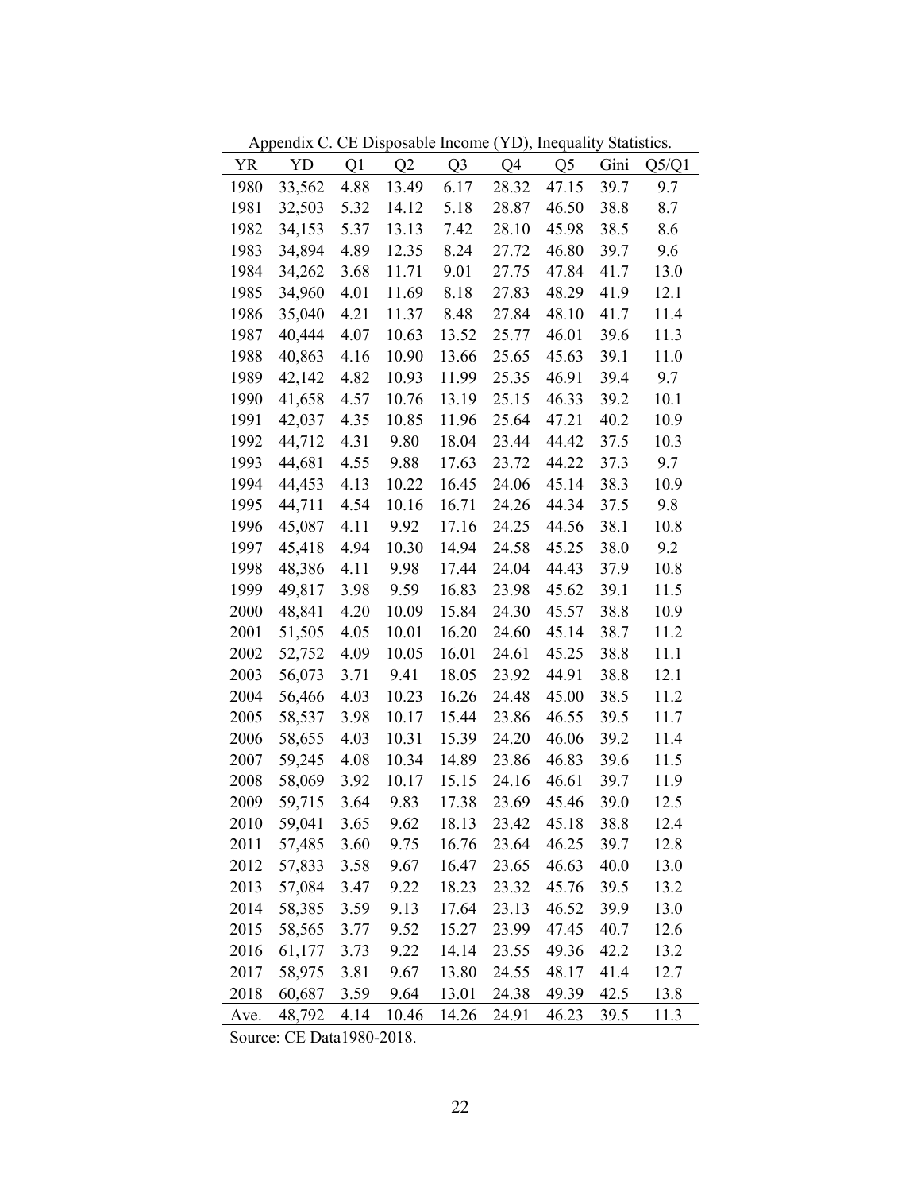Appendix C. CE Disposable Income (YD), Inequality Statistics.

| YR | YD | Q1 | Q2 | Q3 | Q4 | Q5 | Gini | Q5/Q1 |
|---|---|---|---|---|---|---|---|---|
| 1980 | 33,562 | 4.88 | 13.49 | 6.17 | 28.32 | 47.15 | 39.7 | 9.7 |
| 1981 | 32,503 | 5.32 | 14.12 | 5.18 | 28.87 | 46.50 | 38.8 | 8.7 |
| 1982 | 34,153 | 5.37 | 13.13 | 7.42 | 28.10 | 45.98 | 38.5 | 8.6 |
| 1983 | 34,894 | 4.89 | 12.35 | 8.24 | 27.72 | 46.80 | 39.7 | 9.6 |
| 1984 | 34,262 | 3.68 | 11.71 | 9.01 | 27.75 | 47.84 | 41.7 | 13.0 |
| 1985 | 34,960 | 4.01 | 11.69 | 8.18 | 27.83 | 48.29 | 41.9 | 12.1 |
| 1986 | 35,040 | 4.21 | 11.37 | 8.48 | 27.84 | 48.10 | 41.7 | 11.4 |
| 1987 | 40,444 | 4.07 | 10.63 | 13.52 | 25.77 | 46.01 | 39.6 | 11.3 |
| 1988 | 40,863 | 4.16 | 10.90 | 13.66 | 25.65 | 45.63 | 39.1 | 11.0 |
| 1989 | 42,142 | 4.82 | 10.93 | 11.99 | 25.35 | 46.91 | 39.4 | 9.7 |
| 1990 | 41,658 | 4.57 | 10.76 | 13.19 | 25.15 | 46.33 | 39.2 | 10.1 |
| 1991 | 42,037 | 4.35 | 10.85 | 11.96 | 25.64 | 47.21 | 40.2 | 10.9 |
| 1992 | 44,712 | 4.31 | 9.80 | 18.04 | 23.44 | 44.42 | 37.5 | 10.3 |
| 1993 | 44,681 | 4.55 | 9.88 | 17.63 | 23.72 | 44.22 | 37.3 | 9.7 |
| 1994 | 44,453 | 4.13 | 10.22 | 16.45 | 24.06 | 45.14 | 38.3 | 10.9 |
| 1995 | 44,711 | 4.54 | 10.16 | 16.71 | 24.26 | 44.34 | 37.5 | 9.8 |
| 1996 | 45,087 | 4.11 | 9.92 | 17.16 | 24.25 | 44.56 | 38.1 | 10.8 |
| 1997 | 45,418 | 4.94 | 10.30 | 14.94 | 24.58 | 45.25 | 38.0 | 9.2 |
| 1998 | 48,386 | 4.11 | 9.98 | 17.44 | 24.04 | 44.43 | 37.9 | 10.8 |
| 1999 | 49,817 | 3.98 | 9.59 | 16.83 | 23.98 | 45.62 | 39.1 | 11.5 |
| 2000 | 48,841 | 4.20 | 10.09 | 15.84 | 24.30 | 45.57 | 38.8 | 10.9 |
| 2001 | 51,505 | 4.05 | 10.01 | 16.20 | 24.60 | 45.14 | 38.7 | 11.2 |
| 2002 | 52,752 | 4.09 | 10.05 | 16.01 | 24.61 | 45.25 | 38.8 | 11.1 |
| 2003 | 56,073 | 3.71 | 9.41 | 18.05 | 23.92 | 44.91 | 38.8 | 12.1 |
| 2004 | 56,466 | 4.03 | 10.23 | 16.26 | 24.48 | 45.00 | 38.5 | 11.2 |
| 2005 | 58,537 | 3.98 | 10.17 | 15.44 | 23.86 | 46.55 | 39.5 | 11.7 |
| 2006 | 58,655 | 4.03 | 10.31 | 15.39 | 24.20 | 46.06 | 39.2 | 11.4 |
| 2007 | 59,245 | 4.08 | 10.34 | 14.89 | 23.86 | 46.83 | 39.6 | 11.5 |
| 2008 | 58,069 | 3.92 | 10.17 | 15.15 | 24.16 | 46.61 | 39.7 | 11.9 |
| 2009 | 59,715 | 3.64 | 9.83 | 17.38 | 23.69 | 45.46 | 39.0 | 12.5 |
| 2010 | 59,041 | 3.65 | 9.62 | 18.13 | 23.42 | 45.18 | 38.8 | 12.4 |
| 2011 | 57,485 | 3.60 | 9.75 | 16.76 | 23.64 | 46.25 | 39.7 | 12.8 |
| 2012 | 57,833 | 3.58 | 9.67 | 16.47 | 23.65 | 46.63 | 40.0 | 13.0 |
| 2013 | 57,084 | 3.47 | 9.22 | 18.23 | 23.32 | 45.76 | 39.5 | 13.2 |
| 2014 | 58,385 | 3.59 | 9.13 | 17.64 | 23.13 | 46.52 | 39.9 | 13.0 |
| 2015 | 58,565 | 3.77 | 9.52 | 15.27 | 23.99 | 47.45 | 40.7 | 12.6 |
| 2016 | 61,177 | 3.73 | 9.22 | 14.14 | 23.55 | 49.36 | 42.2 | 13.2 |
| 2017 | 58,975 | 3.81 | 9.67 | 13.80 | 24.55 | 48.17 | 41.4 | 12.7 |
| 2018 | 60,687 | 3.59 | 9.64 | 13.01 | 24.38 | 49.39 | 42.5 | 13.8 |
| Ave. | 48,792 | 4.14 | 10.46 | 14.26 | 24.91 | 46.23 | 39.5 | 11.3 |

Source: CE Data1980-2018.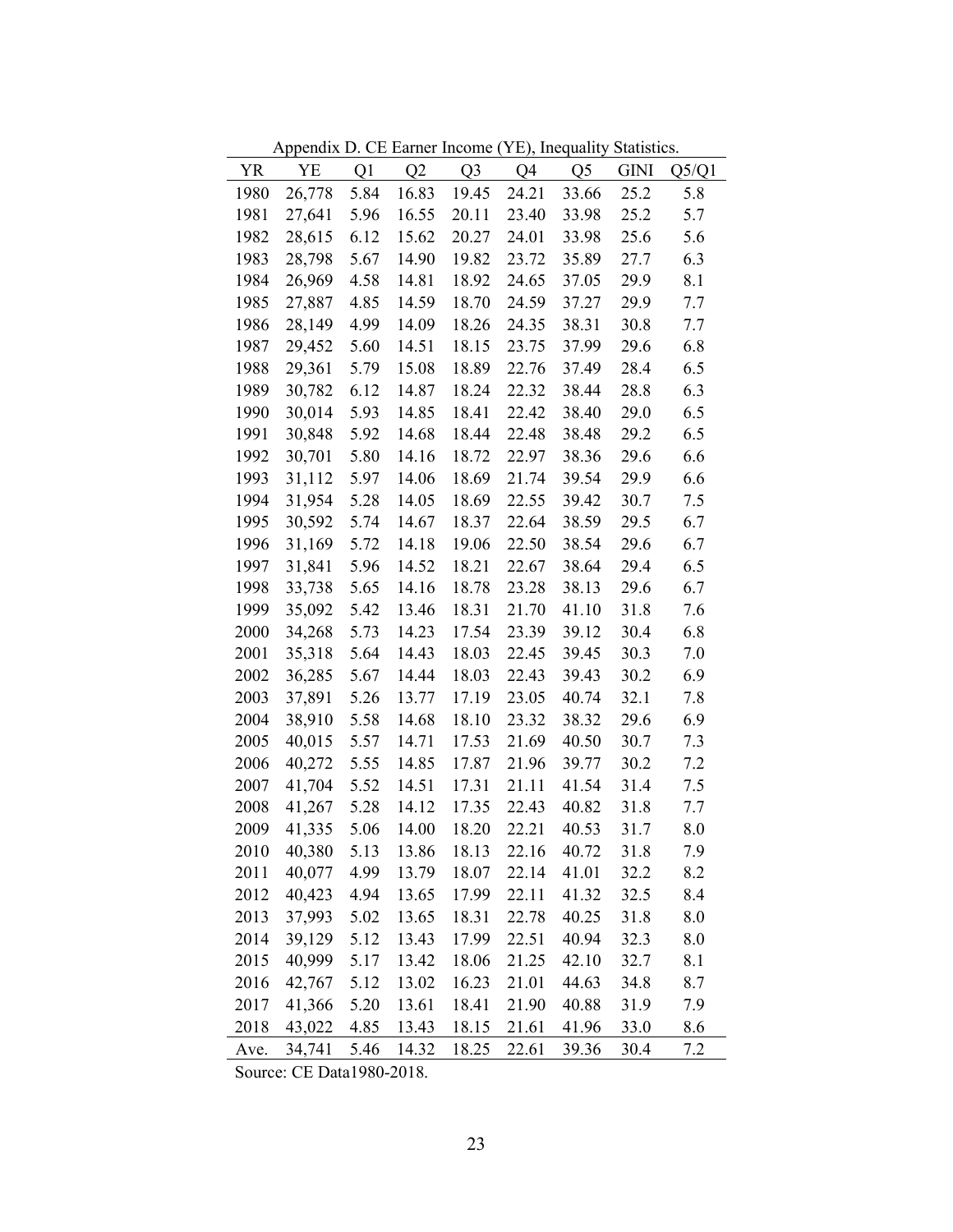Appendix D. CE Earner Income (YE), Inequality Statistics.

| YR | YE | Q1 | Q2 | Q3 | Q4 | Q5 | GINI | Q5/Q1 |
|---|---|---|---|---|---|---|---|---|
| 1980 | 26,778 | 5.84 | 16.83 | 19.45 | 24.21 | 33.66 | 25.2 | 5.8 |
| 1981 | 27,641 | 5.96 | 16.55 | 20.11 | 23.40 | 33.98 | 25.2 | 5.7 |
| 1982 | 28,615 | 6.12 | 15.62 | 20.27 | 24.01 | 33.98 | 25.6 | 5.6 |
| 1983 | 28,798 | 5.67 | 14.90 | 19.82 | 23.72 | 35.89 | 27.7 | 6.3 |
| 1984 | 26,969 | 4.58 | 14.81 | 18.92 | 24.65 | 37.05 | 29.9 | 8.1 |
| 1985 | 27,887 | 4.85 | 14.59 | 18.70 | 24.59 | 37.27 | 29.9 | 7.7 |
| 1986 | 28,149 | 4.99 | 14.09 | 18.26 | 24.35 | 38.31 | 30.8 | 7.7 |
| 1987 | 29,452 | 5.60 | 14.51 | 18.15 | 23.75 | 37.99 | 29.6 | 6.8 |
| 1988 | 29,361 | 5.79 | 15.08 | 18.89 | 22.76 | 37.49 | 28.4 | 6.5 |
| 1989 | 30,782 | 6.12 | 14.87 | 18.24 | 22.32 | 38.44 | 28.8 | 6.3 |
| 1990 | 30,014 | 5.93 | 14.85 | 18.41 | 22.42 | 38.40 | 29.0 | 6.5 |
| 1991 | 30,848 | 5.92 | 14.68 | 18.44 | 22.48 | 38.48 | 29.2 | 6.5 |
| 1992 | 30,701 | 5.80 | 14.16 | 18.72 | 22.97 | 38.36 | 29.6 | 6.6 |
| 1993 | 31,112 | 5.97 | 14.06 | 18.69 | 21.74 | 39.54 | 29.9 | 6.6 |
| 1994 | 31,954 | 5.28 | 14.05 | 18.69 | 22.55 | 39.42 | 30.7 | 7.5 |
| 1995 | 30,592 | 5.74 | 14.67 | 18.37 | 22.64 | 38.59 | 29.5 | 6.7 |
| 1996 | 31,169 | 5.72 | 14.18 | 19.06 | 22.50 | 38.54 | 29.6 | 6.7 |
| 1997 | 31,841 | 5.96 | 14.52 | 18.21 | 22.67 | 38.64 | 29.4 | 6.5 |
| 1998 | 33,738 | 5.65 | 14.16 | 18.78 | 23.28 | 38.13 | 29.6 | 6.7 |
| 1999 | 35,092 | 5.42 | 13.46 | 18.31 | 21.70 | 41.10 | 31.8 | 7.6 |
| 2000 | 34,268 | 5.73 | 14.23 | 17.54 | 23.39 | 39.12 | 30.4 | 6.8 |
| 2001 | 35,318 | 5.64 | 14.43 | 18.03 | 22.45 | 39.45 | 30.3 | 7.0 |
| 2002 | 36,285 | 5.67 | 14.44 | 18.03 | 22.43 | 39.43 | 30.2 | 6.9 |
| 2003 | 37,891 | 5.26 | 13.77 | 17.19 | 23.05 | 40.74 | 32.1 | 7.8 |
| 2004 | 38,910 | 5.58 | 14.68 | 18.10 | 23.32 | 38.32 | 29.6 | 6.9 |
| 2005 | 40,015 | 5.57 | 14.71 | 17.53 | 21.69 | 40.50 | 30.7 | 7.3 |
| 2006 | 40,272 | 5.55 | 14.85 | 17.87 | 21.96 | 39.77 | 30.2 | 7.2 |
| 2007 | 41,704 | 5.52 | 14.51 | 17.31 | 21.11 | 41.54 | 31.4 | 7.5 |
| 2008 | 41,267 | 5.28 | 14.12 | 17.35 | 22.43 | 40.82 | 31.8 | 7.7 |
| 2009 | 41,335 | 5.06 | 14.00 | 18.20 | 22.21 | 40.53 | 31.7 | 8.0 |
| 2010 | 40,380 | 5.13 | 13.86 | 18.13 | 22.16 | 40.72 | 31.8 | 7.9 |
| 2011 | 40,077 | 4.99 | 13.79 | 18.07 | 22.14 | 41.01 | 32.2 | 8.2 |
| 2012 | 40,423 | 4.94 | 13.65 | 17.99 | 22.11 | 41.32 | 32.5 | 8.4 |
| 2013 | 37,993 | 5.02 | 13.65 | 18.31 | 22.78 | 40.25 | 31.8 | 8.0 |
| 2014 | 39,129 | 5.12 | 13.43 | 17.99 | 22.51 | 40.94 | 32.3 | 8.0 |
| 2015 | 40,999 | 5.17 | 13.42 | 18.06 | 21.25 | 42.10 | 32.7 | 8.1 |
| 2016 | 42,767 | 5.12 | 13.02 | 16.23 | 21.01 | 44.63 | 34.8 | 8.7 |
| 2017 | 41,366 | 5.20 | 13.61 | 18.41 | 21.90 | 40.88 | 31.9 | 7.9 |
| 2018 | 43,022 | 4.85 | 13.43 | 18.15 | 21.61 | 41.96 | 33.0 | 8.6 |
| Ave. | 34,741 | 5.46 | 14.32 | 18.25 | 22.61 | 39.36 | 30.4 | 7.2 |

Source: CE Data1980-2018.